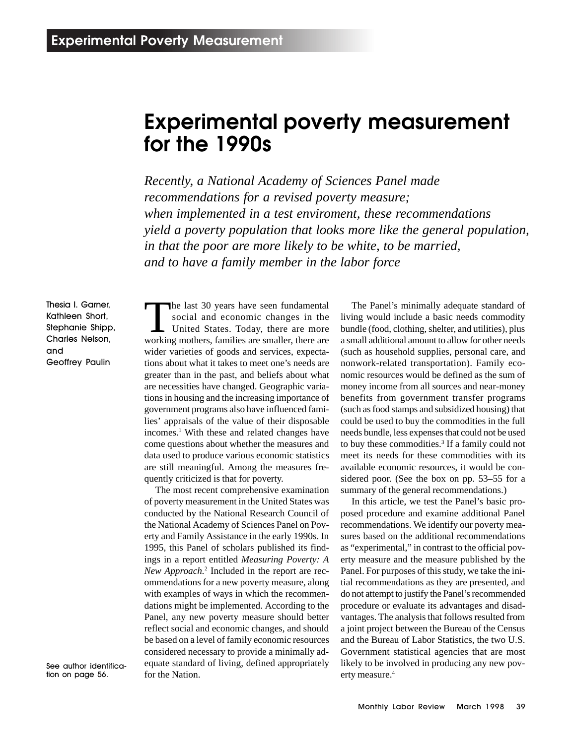# Experimental poverty measurement for the 1990s

*Recently, a National Academy of Sciences Panel made recommendations for a revised poverty measure; when implemented in a test enviroment, these recommendations yield a poverty population that looks more like the general population, in that the poor are more likely to be white, to be married, and to have a family member in the labor force*

Thesia I. Garner, Kathleen Short, Stephanie Shipp, Charles Nelson, and Geoffrey Paulin

See author identification on page 56.

The last 30 years have seen fundamental social and economic changes in the United States. Today, there are more working mothers, families are smaller, there are wider varieties of goods and services, expectations about what it takes to meet one's needs are greater than in the past, and beliefs about what are necessities have changed. Geographic variations in housing and the increasing importance of government programs also have influenced families' appraisals of the value of their disposable incomes.[1] With these and related changes have come questions about whether the measures and data used to produce various economic statistics are still meaningful. Among the measures frequently criticized is that for poverty.

The most recent comprehensive examination of poverty measurement in the United States was conducted by the National Research Council of the National Academy of Sciences Panel on Poverty and Family Assistance in the early 1990s. In 1995, this Panel of scholars published its findings in a report entitled *Measuring Poverty: A New Approach.*[2] Included in the report are recommendations for a new poverty measure, along with examples of ways in which the recommendations might be implemented. According to the Panel, any new poverty measure should better reflect social and economic changes, and should be based on a level of family economic resources considered necessary to provide a minimally adequate standard of living, defined appropriately for the Nation.

The Panel's minimally adequate standard of living would include a basic needs commodity bundle (food, clothing, shelter, and utilities), plus a small additional amount to allow for other needs (such as household supplies, personal care, and nonwork-related transportation). Family economic resources would be defined as the sum of money income from all sources and near-money benefits from government transfer programs (such as food stamps and subsidized housing) that could be used to buy the commodities in the full needs bundle, less expenses that could not be used to buy these commodities.[3] If a family could not meet its needs for these commodities with its available economic resources, it would be considered poor. (See the box on pp. 53–55 for a summary of the general recommendations.)

In this article, we test the Panel's basic proposed procedure and examine additional Panel recommendations. We identify our poverty measures based on the additional recommendations as "experimental," in contrast to the official poverty measure and the measure published by the Panel. For purposes of this study, we take the initial recommendations as they are presented, and do not attempt to justify the Panel's recommended procedure or evaluate its advantages and disadvantages. The analysis that follows resulted from a joint project between the Bureau of the Census and the Bureau of Labor Statistics, the two U.S. Government statistical agencies that are most likely to be involved in producing any new poverty measure.[4]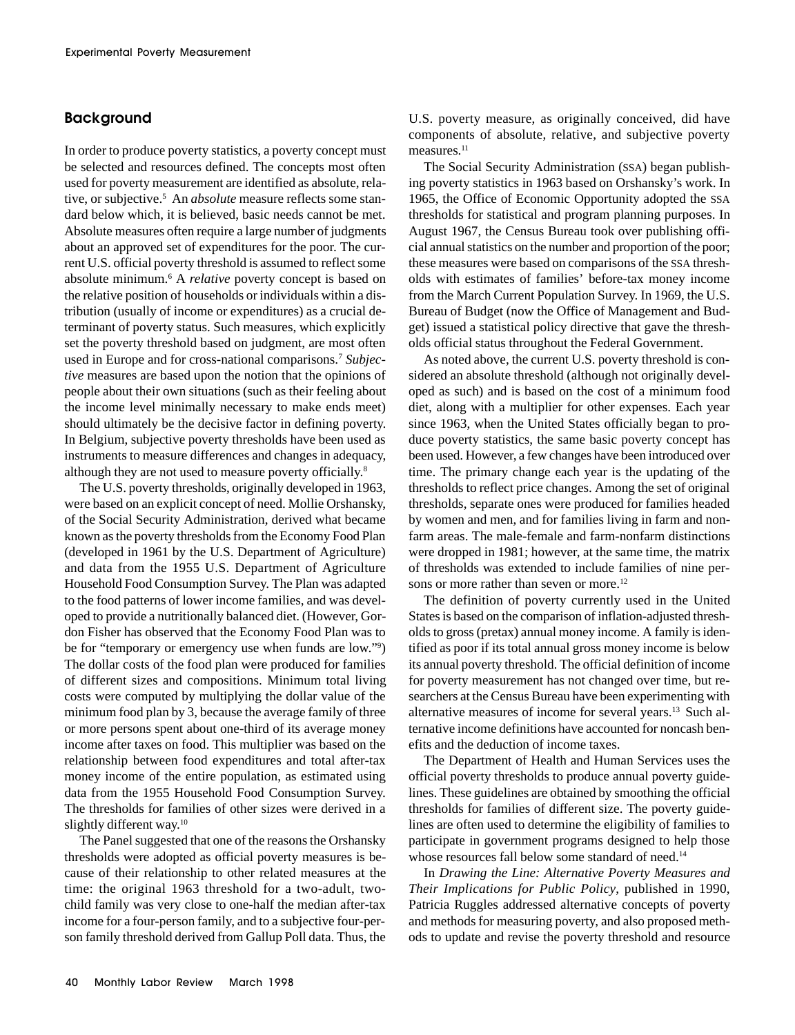## Background

In order to produce poverty statistics, a poverty concept must be selected and resources defined. The concepts most often used for poverty measurement are identified as absolute, relative, or subjective.[5] An *absolute* measure reflects some standard below which, it is believed, basic needs cannot be met. Absolute measures often require a large number of judgments about an approved set of expenditures for the poor. The current U.S. official poverty threshold is assumed to reflect some absolute minimum.[6] A *relative* poverty concept is based on the relative position of households or individuals within a distribution (usually of income or expenditures) as a crucial determinant of poverty status. Such measures, which explicitly set the poverty threshold based on judgment, are most often used in Europe and for cross-national comparisons.[7] *Subjective* measures are based upon the notion that the opinions of people about their own situations (such as their feeling about the income level minimally necessary to make ends meet) should ultimately be the decisive factor in defining poverty. In Belgium, subjective poverty thresholds have been used as instruments to measure differences and changes in adequacy, although they are not used to measure poverty officially.[8]

The U.S. poverty thresholds, originally developed in 1963, were based on an explicit concept of need. Mollie Orshansky, of the Social Security Administration, derived what became known as the poverty thresholds from the Economy Food Plan (developed in 1961 by the U.S. Department of Agriculture) and data from the 1955 U.S. Department of Agriculture Household Food Consumption Survey. The Plan was adapted to the food patterns of lower income families, and was developed to provide a nutritionally balanced diet. (However, Gordon Fisher has observed that the Economy Food Plan was to be for "temporary or emergency use when funds are low."[9]) The dollar costs of the food plan were produced for families of different sizes and compositions. Minimum total living costs were computed by multiplying the dollar value of the minimum food plan by 3, because the average family of three or more persons spent about one-third of its average money income after taxes on food. This multiplier was based on the relationship between food expenditures and total after-tax money income of the entire population, as estimated using data from the 1955 Household Food Consumption Survey. The thresholds for families of other sizes were derived in a slightly different way.[10]

The Panel suggested that one of the reasons the Orshansky thresholds were adopted as official poverty measures is because of their relationship to other related measures at the time: the original 1963 threshold for a two-adult, two-child family was very close to one-half the median after-tax income for a four-person family, and to a subjective four-person family threshold derived from Gallup Poll data. Thus, the U.S. poverty measure, as originally conceived, did have components of absolute, relative, and subjective poverty measures.[11]

The Social Security Administration (SSA) began publishing poverty statistics in 1963 based on Orshansky's work. In 1965, the Office of Economic Opportunity adopted the SSA thresholds for statistical and program planning purposes. In August 1967, the Census Bureau took over publishing official annual statistics on the number and proportion of the poor; these measures were based on comparisons of the SSA thresholds with estimates of families' before-tax money income from the March Current Population Survey. In 1969, the U.S. Bureau of Budget (now the Office of Management and Budget) issued a statistical policy directive that gave the thresholds official status throughout the Federal Government.

As noted above, the current U.S. poverty threshold is considered an absolute threshold (although not originally developed as such) and is based on the cost of a minimum food diet, along with a multiplier for other expenses. Each year since 1963, when the United States officially began to produce poverty statistics, the same basic poverty concept has been used. However, a few changes have been introduced over time. The primary change each year is the updating of the thresholds to reflect price changes. Among the set of original thresholds, separate ones were produced for families headed by women and men, and for families living in farm and nonfarm areas. The male-female and farm-nonfarm distinctions were dropped in 1981; however, at the same time, the matrix of thresholds was extended to include families of nine persons or more rather than seven or more.[12]

The definition of poverty currently used in the United States is based on the comparison of inflation-adjusted thresholds to gross (pretax) annual money income. A family is identified as poor if its total annual gross money income is below its annual poverty threshold. The official definition of income for poverty measurement has not changed over time, but researchers at the Census Bureau have been experimenting with alternative measures of income for several years.[13] Such alternative income definitions have accounted for noncash benefits and the deduction of income taxes.

The Department of Health and Human Services uses the official poverty thresholds to produce annual poverty guidelines. These guidelines are obtained by smoothing the official thresholds for families of different size. The poverty guidelines are often used to determine the eligibility of families to participate in government programs designed to help those whose resources fall below some standard of need.[14]

In *Drawing the Line: Alternative Poverty Measures and Their Implications for Public Policy*, published in 1990, Patricia Ruggles addressed alternative concepts of poverty and methods for measuring poverty, and also proposed methods to update and revise the poverty threshold and resource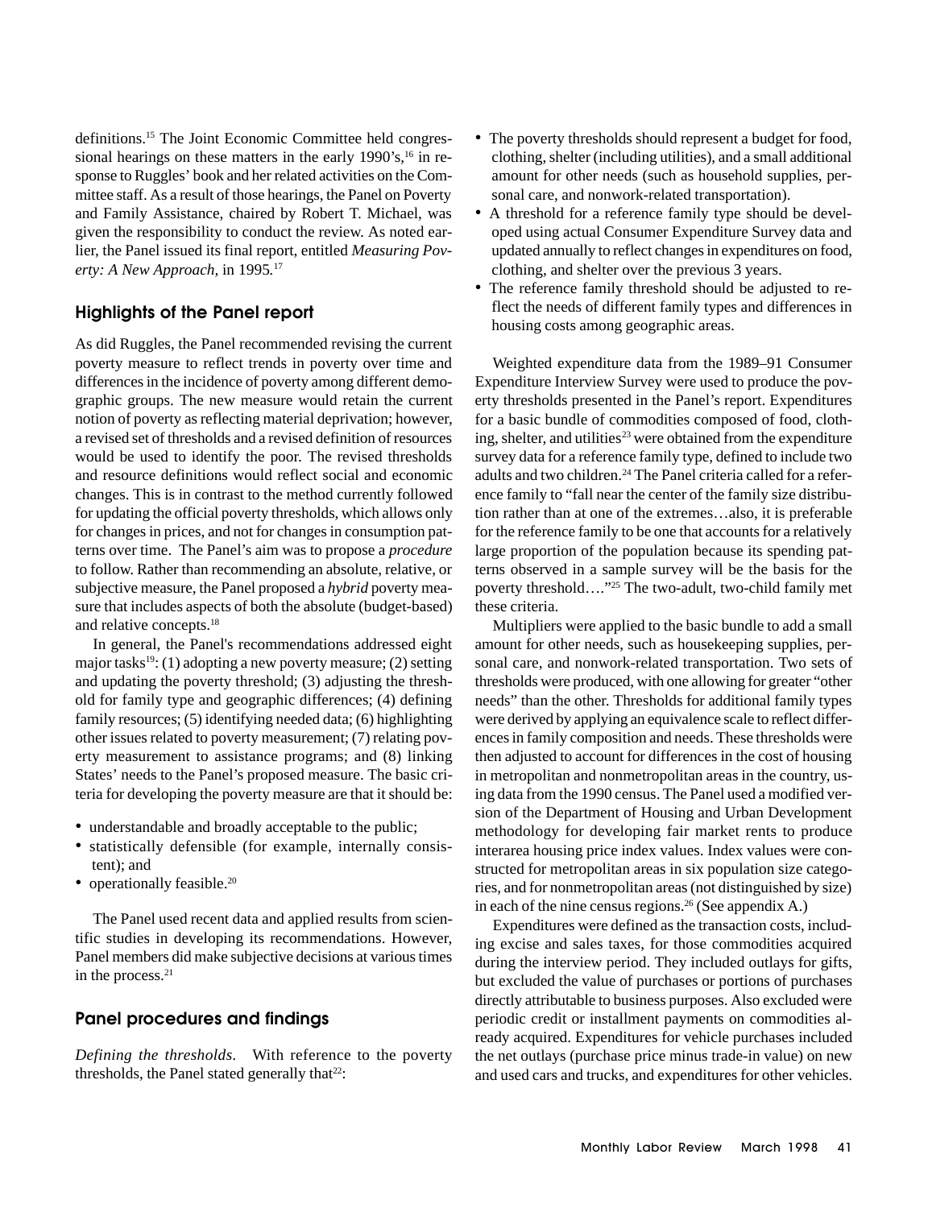definitions.[15] The Joint Economic Committee held congressional hearings on these matters in the early 1990's,[16] in response to Ruggles' book and her related activities on the Committee staff. As a result of those hearings, the Panel on Poverty and Family Assistance, chaired by Robert T. Michael, was given the responsibility to conduct the review. As noted earlier, the Panel issued its final report, entitled *Measuring Poverty: A New Approach,* in 1995.[17]

## Highlights of the Panel report

As did Ruggles, the Panel recommended revising the current poverty measure to reflect trends in poverty over time and differences in the incidence of poverty among different demographic groups. The new measure would retain the current notion of poverty as reflecting material deprivation; however, a revised set of thresholds and a revised definition of resources would be used to identify the poor. The revised thresholds and resource definitions would reflect social and economic changes. This is in contrast to the method currently followed for updating the official poverty thresholds, which allows only for changes in prices, and not for changes in consumption patterns over time. The Panel's aim was to propose a *procedure* to follow. Rather than recommending an absolute, relative, or subjective measure, the Panel proposed a *hybrid* poverty measure that includes aspects of both the absolute (budget-based) and relative concepts.[18]

In general, the Panel's recommendations addressed eight major tasks[19]: (1) adopting a new poverty measure; (2) setting and updating the poverty threshold; (3) adjusting the threshold for family type and geographic differences; (4) defining family resources; (5) identifying needed data; (6) highlighting other issues related to poverty measurement; (7) relating poverty measurement to assistance programs; and (8) linking States' needs to the Panel's proposed measure. The basic criteria for developing the poverty measure are that it should be:

- understandable and broadly acceptable to the public;
- statistically defensible (for example, internally consistent); and
- operationally feasible.[20]

The Panel used recent data and applied results from scientific studies in developing its recommendations. However, Panel members did make subjective decisions at various times in the process.[21]

## Panel procedures and findings

*Defining the thresholds.* With reference to the poverty thresholds, the Panel stated generally that[22]:

- The poverty thresholds should represent a budget for food, clothing, shelter (including utilities), and a small additional amount for other needs (such as household supplies, personal care, and nonwork-related transportation).
- A threshold for a reference family type should be developed using actual Consumer Expenditure Survey data and updated annually to reflect changes in expenditures on food, clothing, and shelter over the previous 3 years.
- The reference family threshold should be adjusted to reflect the needs of different family types and differences in housing costs among geographic areas.

Weighted expenditure data from the 1989–91 Consumer Expenditure Interview Survey were used to produce the poverty thresholds presented in the Panel's report. Expenditures for a basic bundle of commodities composed of food, clothing, shelter, and utilities[23] were obtained from the expenditure survey data for a reference family type, defined to include two adults and two children.[24] The Panel criteria called for a reference family to "fall near the center of the family size distribution rather than at one of the extremes…also, it is preferable for the reference family to be one that accounts for a relatively large proportion of the population because its spending patterns observed in a sample survey will be the basis for the poverty threshold…."[25] The two-adult, two-child family met these criteria.

Multipliers were applied to the basic bundle to add a small amount for other needs, such as housekeeping supplies, personal care, and nonwork-related transportation. Two sets of thresholds were produced, with one allowing for greater "other needs" than the other. Thresholds for additional family types were derived by applying an equivalence scale to reflect differences in family composition and needs. These thresholds were then adjusted to account for differences in the cost of housing in metropolitan and nonmetropolitan areas in the country, using data from the 1990 census. The Panel used a modified version of the Department of Housing and Urban Development methodology for developing fair market rents to produce interarea housing price index values. Index values were constructed for metropolitan areas in six population size categories, and for nonmetropolitan areas (not distinguished by size) in each of the nine census regions.[26] (See appendix A.)

Expenditures were defined as the transaction costs, including excise and sales taxes, for those commodities acquired during the interview period. They included outlays for gifts, but excluded the value of purchases or portions of purchases directly attributable to business purposes. Also excluded were periodic credit or installment payments on commodities already acquired. Expenditures for vehicle purchases included the net outlays (purchase price minus trade-in value) on new and used cars and trucks, and expenditures for other vehicles.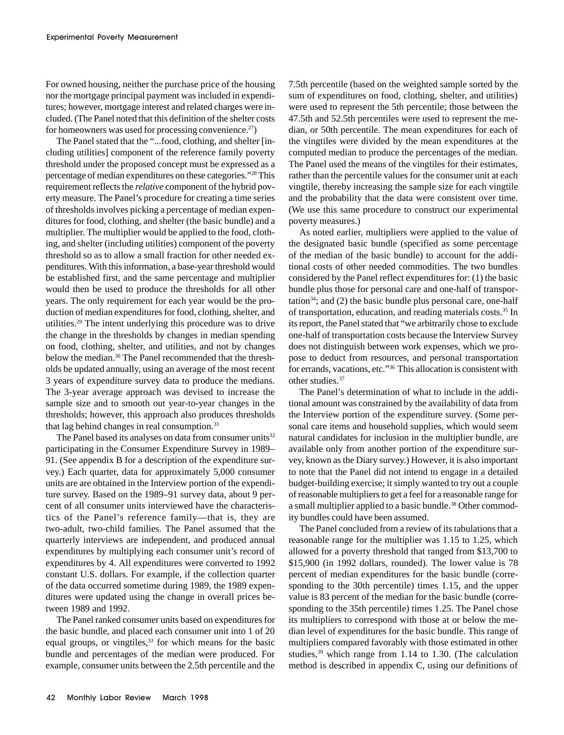For owned housing, neither the purchase price of the housing nor the mortgage principal payment was included in expenditures; however, mortgage interest and related charges were included. (The Panel noted that this definition of the shelter costs for homeowners was used for processing convenience.[27])

The Panel stated that the "...food, clothing, and shelter [including utilities] component of the reference family poverty threshold under the proposed concept must be expressed as a percentage of median expenditures on these categories."[28] This requirement reflects the *relative* component of the hybrid poverty measure. The Panel's procedure for creating a time series of thresholds involves picking a percentage of median expenditures for food, clothing, and shelter (the basic bundle) and a multiplier. The multiplier would be applied to the food, clothing, and shelter (including utilities) component of the poverty threshold so as to allow a small fraction for other needed expenditures. With this information, a base-year threshold would be established first, and the same percentage and multiplier would then be used to produce the thresholds for all other years. The only requirement for each year would be the production of median expenditures for food, clothing, shelter, and utilities.[29] The intent underlying this procedure was to drive the change in the thresholds by changes in median spending on food, clothing, shelter, and utilities, and not by changes below the median.[30] The Panel recommended that the thresholds be updated annually, using an average of the most recent 3 years of expenditure survey data to produce the medians. The 3-year average approach was devised to increase the sample size and to smooth out year-to-year changes in the thresholds; however, this approach also produces thresholds that lag behind changes in real consumption.[31]

The Panel based its analyses on data from consumer units[32] participating in the Consumer Expenditure Survey in 1989–91. (See appendix B for a description of the expenditure survey.) Each quarter, data for approximately 5,000 consumer units are are obtained in the Interview portion of the expenditure survey. Based on the 1989–91 survey data, about 9 percent of all consumer units interviewed have the characteristics of the Panel's reference family—that is, they are two-adult, two-child families. The Panel assumed that the quarterly interviews are independent, and produced annual expenditures by multiplying each consumer unit's record of expenditures by 4. All expenditures were converted to 1992 constant U.S. dollars. For example, if the collection quarter of the data occurred sometime during 1989, the 1989 expenditures were updated using the change in overall prices between 1989 and 1992.

The Panel ranked consumer units based on expenditures for the basic bundle, and placed each consumer unit into 1 of 20 equal groups, or vingtiles,[33] for which means for the basic bundle and percentages of the median were produced. For example, consumer units between the 2.5th percentile and the 7.5th percentile (based on the weighted sample sorted by the sum of expenditures on food, clothing, shelter, and utilities) were used to represent the 5th percentile; those between the 47.5th and 52.5th percentiles were used to represent the median, or 50th percentile. The mean expenditures for each of the vingtiles were divided by the mean expenditures at the computed median to produce the percentages of the median. The Panel used the means of the vingtiles for their estimates, rather than the percentile values for the consumer unit at each vingtile, thereby increasing the sample size for each vingtile and the probability that the data were consistent over time. (We use this same procedure to construct our experimental poverty measures.)

As noted earlier, multipliers were applied to the value of the designated basic bundle (specified as some percentage of the median of the basic bundle) to account for the additional costs of other needed commodities. The two bundles considered by the Panel reflect expenditures for: (1) the basic bundle plus those for personal care and one-half of transportation[34]; and (2) the basic bundle plus personal care, one-half of transportation, education, and reading materials costs.[35] In its report, the Panel stated that "we arbitrarily chose to exclude one-half of transportation costs because the Interview Survey does not distinguish between work expenses, which we propose to deduct from resources, and personal transportation for errands, vacations, etc."[36] This allocation is consistent with other studies.[37]

The Panel's determination of what to include in the additional amount was constrained by the availability of data from the Interview portion of the expenditure survey. (Some personal care items and household supplies, which would seem natural candidates for inclusion in the multiplier bundle, are available only from another portion of the expenditure survey, known as the Diary survey.) However, it is also important to note that the Panel did not intend to engage in a detailed budget-building exercise; it simply wanted to try out a couple of reasonable multipliers to get a feel for a reasonable range for a small multiplier applied to a basic bundle.[38] Other commodity bundles could have been assumed.

The Panel concluded from a review of its tabulations that a reasonable range for the multiplier was 1.15 to 1.25, which allowed for a poverty threshold that ranged from $13,700 to $15,900 (in 1992 dollars, rounded). The lower value is 78 percent of median expenditures for the basic bundle (corresponding to the 30th percentile) times 1.15, and the upper value is 83 percent of the median for the basic bundle (corresponding to the 35th percentile) times 1.25. The Panel chose its multipliers to correspond with those at or below the median level of expenditures for the basic bundle. This range of multipliers compared favorably with those estimated in other studies,[39] which range from 1.14 to 1.30. (The calculation method is described in appendix C, using our definitions of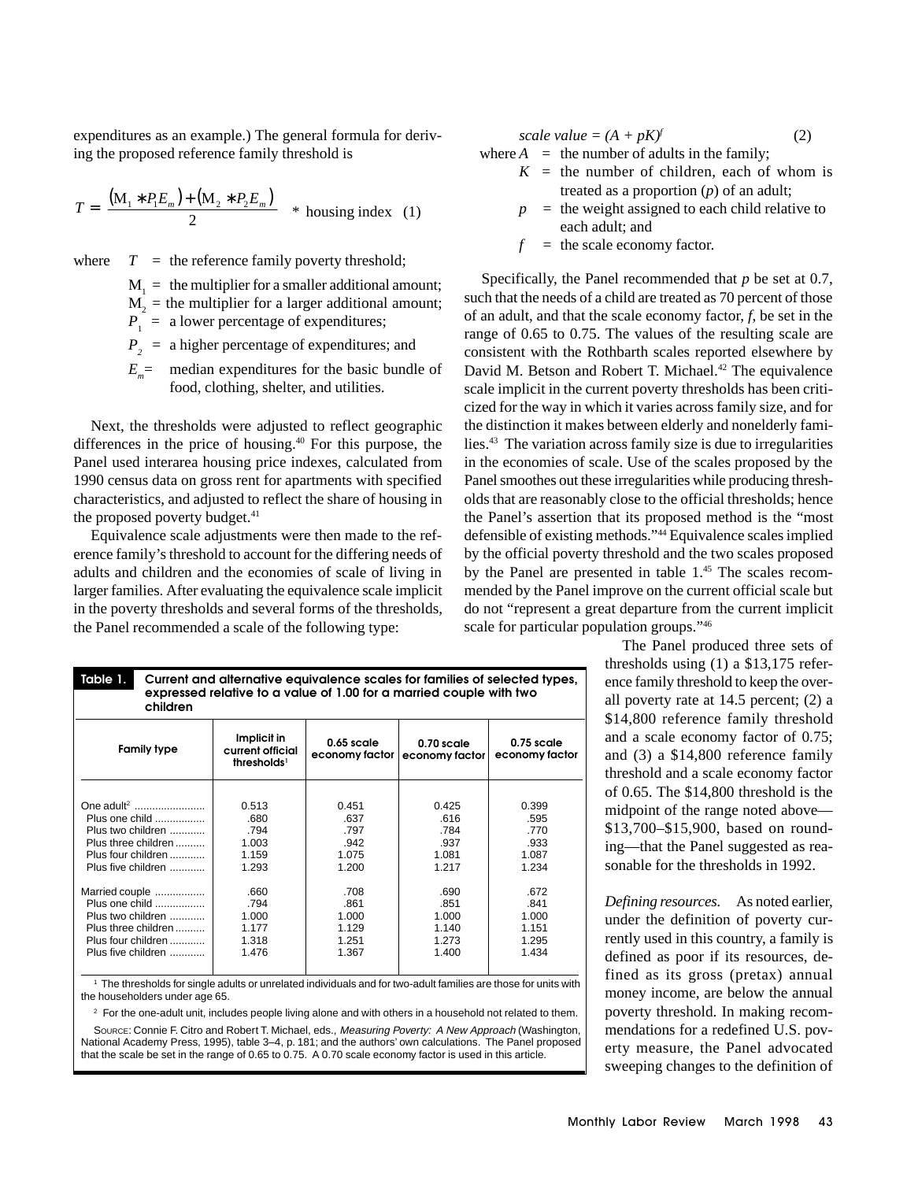expenditures as an example.) The general formula for deriving the proposed reference family threshold is

$$T = \frac{(M_1 * P_1 E_m) + (M_2 * P_2 E_m)}{2} \quad * \text{ housing index} \quad (1)$$

where $T$ = the reference family poverty threshold;

$M_1$ = the multiplier for a smaller additional amount;

$M_2$ = the multiplier for a larger additional amount;

$P_1$ = a lower percentage of expenditures;

$P_2$ = a higher percentage of expenditures; and

$E_m$ = median expenditures for the basic bundle of food, clothing, shelter, and utilities.

Next, the thresholds were adjusted to reflect geographic differences in the price of housing.[40] For this purpose, the Panel used interarea housing price indexes, calculated from 1990 census data on gross rent for apartments with specified characteristics, and adjusted to reflect the share of housing in the proposed poverty budget.[41]

Equivalence scale adjustments were then made to the reference family's threshold to account for the differing needs of adults and children and the economies of scale of living in larger families. After evaluating the equivalence scale implicit in the poverty thresholds and several forms of the thresholds, the Panel recommended a scale of the following type:

$$\textit{scale value} = (A + pK)^f \quad (2)$$

where $A$ = the number of adults in the family;

$K$ = the number of children, each of whom is treated as a proportion ($p$) of an adult;

$p$ = the weight assigned to each child relative to each adult; and

$f$ = the scale economy factor.

Specifically, the Panel recommended that $p$ be set at 0.7, such that the needs of a child are treated as 70 percent of those of an adult, and that the scale economy factor, $f$, be set in the range of 0.65 to 0.75. The values of the resulting scale are consistent with the Rothbarth scales reported elsewhere by David M. Betson and Robert T. Michael.[42] The equivalence scale implicit in the current poverty thresholds has been criticized for the way in which it varies across family size, and for the distinction it makes between elderly and nonelderly families.[43] The variation across family size is due to irregularities in the economies of scale. Use of the scales proposed by the Panel smoothes out these irregularities while producing thresholds that are reasonably close to the official thresholds; hence the Panel's assertion that its proposed method is the "most defensible of existing methods."[44] Equivalence scales implied by the official poverty threshold and the two scales proposed by the Panel are presented in table 1.[45] The scales recommended by the Panel improve on the current official scale but do not "represent a great departure from the current implicit scale for particular population groups."[46]

The Panel produced three sets of thresholds using (1) a $13,175 reference family threshold to keep the overall poverty rate at 14.5 percent; (2) a $14,800 reference family threshold and a scale economy factor of 0.75; and (3) a $14,800 reference family threshold and a scale economy factor of 0.65. The $14,800 threshold is the midpoint of the range noted above—$13,700–$15,900, based on rounding—that the Panel suggested as reasonable for the thresholds in 1992.

**Table 1. Current and alternative equivalence scales for families of selected types, expressed relative to a value of 1.00 for a married couple with two children**

| Family type | Implicit in current official thresholds[1] | 0.65 scale economy factor | 0.70 scale economy factor | 0.75 scale economy factor |
|---|---|---|---|---|
| One adult[2] | 0.513 | 0.451 | 0.425 | 0.399 |
| Plus one child | .680 | .637 | .616 | .595 |
| Plus two children | .794 | .797 | .784 | .770 |
| Plus three children | 1.003 | .942 | .937 | .933 |
| Plus four children | 1.159 | 1.075 | 1.081 | 1.087 |
| Plus five children | 1.293 | 1.200 | 1.217 | 1.234 |
| Married couple | .660 | .708 | .690 | .672 |
| Plus one child | .794 | .861 | .851 | .841 |
| Plus two children | 1.000 | 1.000 | 1.000 | 1.000 |
| Plus three children | 1.177 | 1.129 | 1.140 | 1.151 |
| Plus four children | 1.318 | 1.251 | 1.273 | 1.295 |
| Plus five children | 1.476 | 1.367 | 1.400 | 1.434 |

[1] The thresholds for single adults or unrelated individuals and for two-adult families are those for units with the householders under age 65.

[2] For the one-adult unit, includes people living alone and with others in a household not related to them.

SOURCE: Connie F. Citro and Robert T. Michael, eds., *Measuring Poverty: A New Approach* (Washington, National Academy Press, 1995), table 3–4, p. 181; and the authors' own calculations. The Panel proposed that the scale be set in the range of 0.65 to 0.75. A 0.70 scale economy factor is used in this article.

*Defining resources.* As noted earlier, under the definition of poverty currently used in this country, a family is defined as poor if its resources, defined as its gross (pretax) annual money income, are below the annual poverty threshold. In making recommendations for a redefined U.S. poverty measure, the Panel advocated sweeping changes to the definition of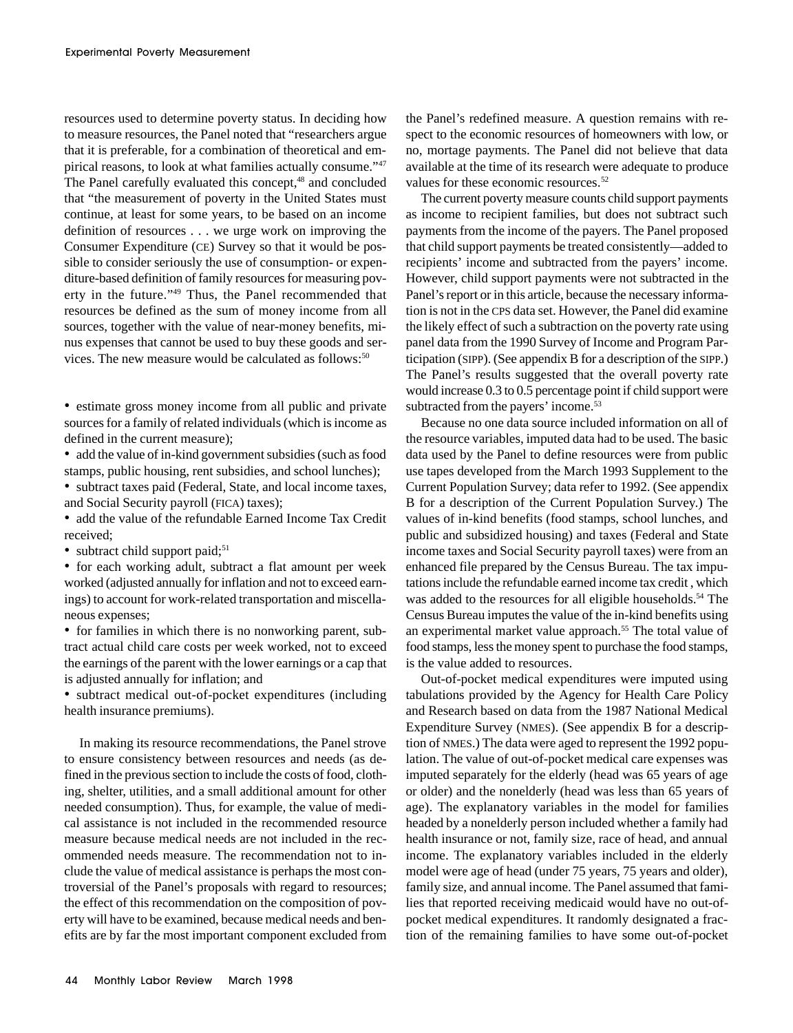resources used to determine poverty status. In deciding how to measure resources, the Panel noted that "researchers argue that it is preferable, for a combination of theoretical and empirical reasons, to look at what families actually consume."[47] The Panel carefully evaluated this concept,[48] and concluded that "the measurement of poverty in the United States must continue, at least for some years, to be based on an income definition of resources . . . we urge work on improving the Consumer Expenditure (CE) Survey so that it would be possible to consider seriously the use of consumption- or expenditure-based definition of family resources for measuring poverty in the future."[49] Thus, the Panel recommended that resources be defined as the sum of money income from all sources, together with the value of near-money benefits, minus expenses that cannot be used to buy these goods and services. The new measure would be calculated as follows:[50]

- estimate gross money income from all public and private sources for a family of related individuals (which is income as defined in the current measure);
- add the value of in-kind government subsidies (such as food stamps, public housing, rent subsidies, and school lunches);
- subtract taxes paid (Federal, State, and local income taxes, and Social Security payroll (FICA) taxes);
- add the value of the refundable Earned Income Tax Credit received;
- subtract child support paid;[51]
- for each working adult, subtract a flat amount per week worked (adjusted annually for inflation and not to exceed earnings) to account for work-related transportation and miscellaneous expenses;
- for families in which there is no nonworking parent, subtract actual child care costs per week worked, not to exceed the earnings of the parent with the lower earnings or a cap that is adjusted annually for inflation; and
- subtract medical out-of-pocket expenditures (including health insurance premiums).

In making its resource recommendations, the Panel strove to ensure consistency between resources and needs (as defined in the previous section to include the costs of food, clothing, shelter, utilities, and a small additional amount for other needed consumption). Thus, for example, the value of medical assistance is not included in the recommended resource measure because medical needs are not included in the recommended needs measure. The recommendation not to include the value of medical assistance is perhaps the most controversial of the Panel's proposals with regard to resources; the effect of this recommendation on the composition of poverty will have to be examined, because medical needs and benefits are by far the most important component excluded from the Panel's redefined measure. A question remains with respect to the economic resources of homeowners with low, or no, mortage payments. The Panel did not believe that data available at the time of its research were adequate to produce values for these economic resources.[52]

The current poverty measure counts child support payments as income to recipient families, but does not subtract such payments from the income of the payers. The Panel proposed that child support payments be treated consistently—added to recipients' income and subtracted from the payers' income. However, child support payments were not subtracted in the Panel's report or in this article, because the necessary information is not in the CPS data set. However, the Panel did examine the likely effect of such a subtraction on the poverty rate using panel data from the 1990 Survey of Income and Program Participation (SIPP). (See appendix B for a description of the SIPP.) The Panel's results suggested that the overall poverty rate would increase 0.3 to 0.5 percentage point if child support were subtracted from the payers' income.[53]

Because no one data source included information on all of the resource variables, imputed data had to be used. The basic data used by the Panel to define resources were from public use tapes developed from the March 1993 Supplement to the Current Population Survey; data refer to 1992. (See appendix B for a description of the Current Population Survey.) The values of in-kind benefits (food stamps, school lunches, and public and subsidized housing) and taxes (Federal and State income taxes and Social Security payroll taxes) were from an enhanced file prepared by the Census Bureau. The tax imputations include the refundable earned income tax credit , which was added to the resources for all eligible households.[54] The Census Bureau imputes the value of the in-kind benefits using an experimental market value approach.[55] The total value of food stamps, less the money spent to purchase the food stamps, is the value added to resources.

Out-of-pocket medical expenditures were imputed using tabulations provided by the Agency for Health Care Policy and Research based on data from the 1987 National Medical Expenditure Survey (NMES). (See appendix B for a description of NMES.) The data were aged to represent the 1992 population. The value of out-of-pocket medical care expenses was imputed separately for the elderly (head was 65 years of age or older) and the nonelderly (head was less than 65 years of age). The explanatory variables in the model for families headed by a nonelderly person included whether a family had health insurance or not, family size, race of head, and annual income. The explanatory variables included in the elderly model were age of head (under 75 years, 75 years and older), family size, and annual income. The Panel assumed that families that reported receiving medicaid would have no out-of-pocket medical expenditures. It randomly designated a fraction of the remaining families to have some out-of-pocket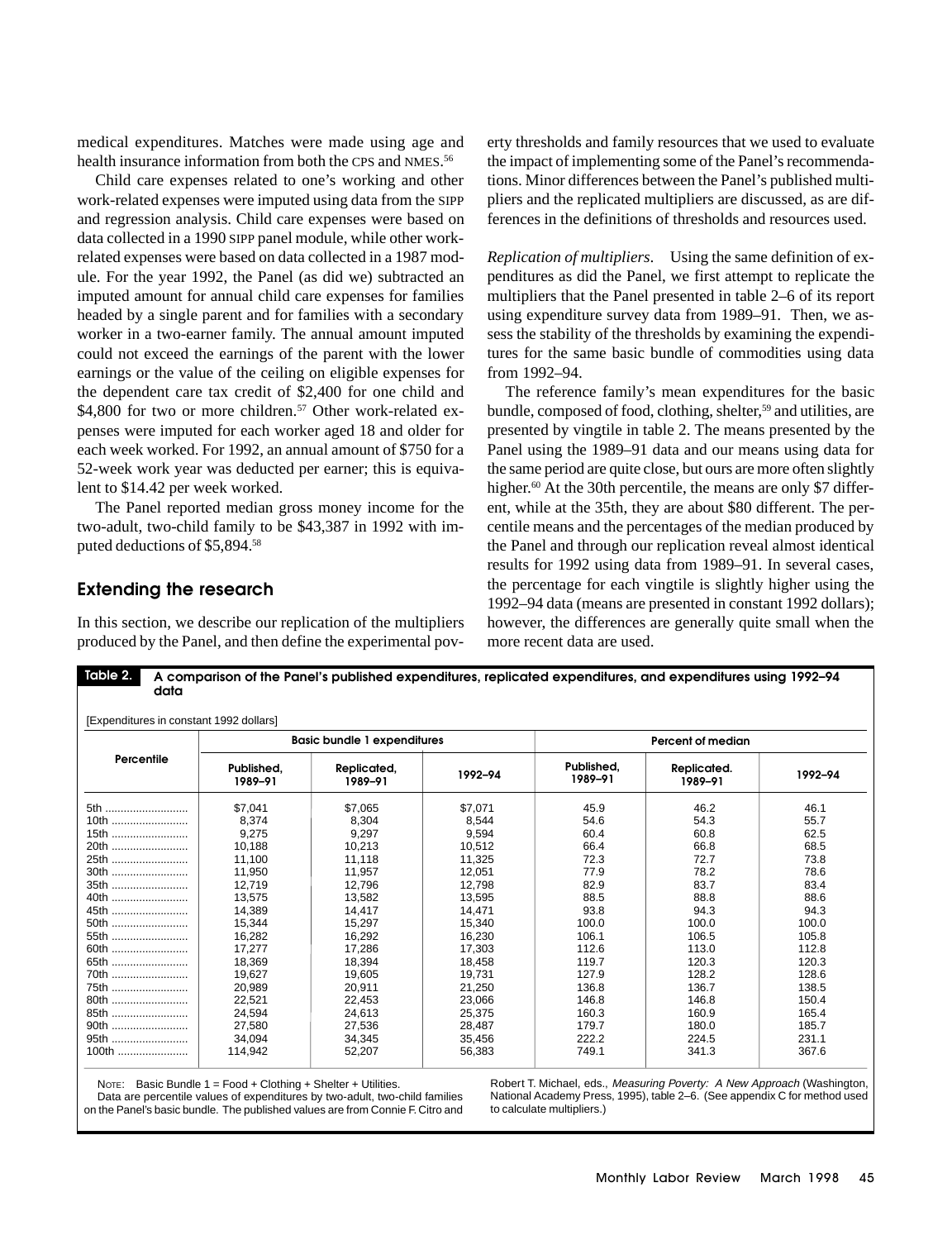medical expenditures. Matches were made using age and health insurance information from both the CPS and NMES.[56]

Child care expenses related to one's working and other work-related expenses were imputed using data from the SIPP and regression analysis. Child care expenses were based on data collected in a 1990 SIPP panel module, while other work-related expenses were based on data collected in a 1987 module. For the year 1992, the Panel (as did we) subtracted an imputed amount for annual child care expenses for families headed by a single parent and for families with a secondary worker in a two-earner family. The annual amount imputed could not exceed the earnings of the parent with the lower earnings or the value of the ceiling on eligible expenses for the dependent care tax credit of $2,400 for one child and $4,800 for two or more children.[57] Other work-related expenses were imputed for each worker aged 18 and older for each week worked. For 1992, an annual amount of $750 for a 52-week work year was deducted per earner; this is equivalent to $14.42 per week worked.

The Panel reported median gross money income for the two-adult, two-child family to be $43,387 in 1992 with imputed deductions of $5,894.[58]

## Extending the research

In this section, we describe our replication of the multipliers produced by the Panel, and then define the experimental poverty thresholds and family resources that we used to evaluate the impact of implementing some of the Panel's recommendations. Minor differences between the Panel's published multipliers and the replicated multipliers are discussed, as are differences in the definitions of thresholds and resources used.

*Replication of multipliers.* Using the same definition of expenditures as did the Panel, we first attempt to replicate the multipliers that the Panel presented in table 2–6 of its report using expenditure survey data from 1989–91. Then, we assess the stability of the thresholds by examining the expenditures for the same basic bundle of commodities using data from 1992–94.

The reference family's mean expenditures for the basic bundle, composed of food, clothing, shelter,[59] and utilities, are presented by vingtile in table 2. The means presented by the Panel using the 1989–91 data and our means using data for the same period are quite close, but ours are more often slightly higher.[60] At the 30th percentile, the means are only $7 different, while at the 35th, they are about $80 different. The percentile means and the percentages of the median produced by the Panel and through our replication reveal almost identical results for 1992 using data from 1989–91. In several cases, the percentage for each vingtile is slightly higher using the 1992–94 data (means are presented in constant 1992 dollars); however, the differences are generally quite small when the more recent data are used.

**Table 2. A comparison of the Panel's published expenditures, replicated expenditures, and expenditures using 1992–94 data**

[Expenditures in constant 1992 dollars]

| Percentile | Basic bundle 1 expenditures | | | Percent of median | | |
|---|---|---|---|---|---|---|
| | Published, 1989–91 | Replicated, 1989–91 | 1992–94 | Published, 1989–91 | Replicated. 1989–91 | 1992–94 |
| 5th | $7,041 | $7,065 | $7,071 | 45.9 | 46.2 | 46.1 |
| 10th | 8,374 | 8,304 | 8,544 | 54.6 | 54.3 | 55.7 |
| 15th | 9,275 | 9,297 | 9,594 | 60.4 | 60.8 | 62.5 |
| 20th | 10,188 | 10,213 | 10,512 | 66.4 | 66.8 | 68.5 |
| 25th | 11,100 | 11,118 | 11,325 | 72.3 | 72.7 | 73.8 |
| 30th | 11,950 | 11,957 | 12,051 | 77.9 | 78.2 | 78.6 |
| 35th | 12,719 | 12,796 | 12,798 | 82.9 | 83.7 | 83.4 |
| 40th | 13,575 | 13,582 | 13,595 | 88.5 | 88.8 | 88.6 |
| 45th | 14,389 | 14,417 | 14,471 | 93.8 | 94.3 | 94.3 |
| 50th | 15,344 | 15,297 | 15,340 | 100.0 | 100.0 | 100.0 |
| 55th | 16,282 | 16,292 | 16,230 | 106.1 | 106.5 | 105.8 |
| 60th | 17,277 | 17,286 | 17,303 | 112.6 | 113.0 | 112.8 |
| 65th | 18,369 | 18,394 | 18,458 | 119.7 | 120.3 | 120.3 |
| 70th | 19,627 | 19,605 | 19,731 | 127.9 | 128.2 | 128.6 |
| 75th | 20,989 | 20,911 | 21,250 | 136.8 | 136.7 | 138.5 |
| 80th | 22,521 | 22,453 | 23,066 | 146.8 | 146.8 | 150.4 |
| 85th | 24,594 | 24,613 | 25,375 | 160.3 | 160.9 | 165.4 |
| 90th | 27,580 | 27,536 | 28,487 | 179.7 | 180.0 | 185.7 |
| 95th | 34,094 | 34,345 | 35,456 | 222.2 | 224.5 | 231.1 |
| 100th | 114,942 | 52,207 | 56,383 | 749.1 | 341.3 | 367.6 |

NOTE: Basic Bundle 1 = Food + Clothing + Shelter + Utilities.
Data are percentile values of expenditures by two-adult, two-child families on the Panel's basic bundle. The published values are from Connie F. Citro and Robert T. Michael, eds., *Measuring Poverty: A New Approach* (Washington, National Academy Press, 1995), table 2–6. (See appendix C for method used to calculate multipliers.)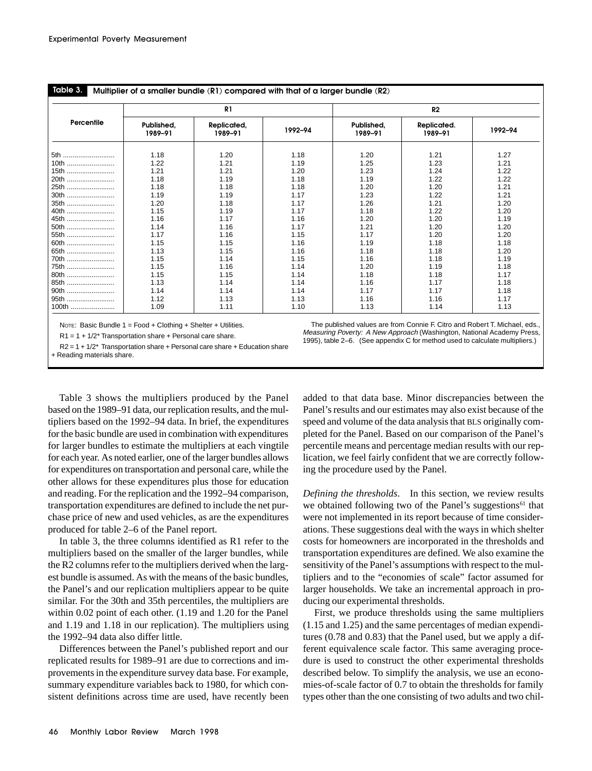**Table 3. Multiplier of a smaller bundle (R1) compared with that of a larger bundle (R2)**

| Percentile | R1 | | | R2 | | |
|---|---|---|---|---|---|---|
| | Published, 1989–91 | Replicated, 1989–91 | 1992–94 | Published, 1989–91 | Replicated. 1989–91 | 1992–94 |
| 5th | 1.18 | 1.20 | 1.18 | 1.20 | 1.21 | 1.27 |
| 10th | 1.22 | 1.21 | 1.19 | 1.25 | 1.23 | 1.21 |
| 15th | 1.21 | 1.21 | 1.20 | 1.23 | 1.24 | 1.22 |
| 20th | 1.18 | 1.19 | 1.18 | 1.19 | 1.22 | 1.22 |
| 25th | 1.18 | 1.18 | 1.18 | 1.20 | 1.20 | 1.21 |
| 30th | 1.19 | 1.19 | 1.17 | 1.23 | 1.22 | 1.21 |
| 35th | 1.20 | 1.18 | 1.17 | 1.26 | 1.21 | 1.20 |
| 40th | 1.15 | 1.19 | 1.17 | 1.18 | 1.22 | 1.20 |
| 45th | 1.16 | 1.17 | 1.16 | 1.20 | 1.20 | 1.19 |
| 50th | 1.14 | 1.16 | 1.17 | 1.21 | 1.20 | 1.20 |
| 55th | 1.17 | 1.16 | 1.15 | 1.17 | 1.20 | 1.20 |
| 60th | 1.15 | 1.15 | 1.16 | 1.19 | 1.18 | 1.18 |
| 65th | 1.13 | 1.15 | 1.16 | 1.18 | 1.18 | 1.20 |
| 70th | 1.15 | 1.14 | 1.15 | 1.16 | 1.18 | 1.19 |
| 75th | 1.15 | 1.16 | 1.14 | 1.20 | 1.19 | 1.18 |
| 80th | 1.15 | 1.15 | 1.14 | 1.18 | 1.18 | 1.17 |
| 85th | 1.13 | 1.14 | 1.14 | 1.16 | 1.17 | 1.18 |
| 90th | 1.14 | 1.14 | 1.14 | 1.17 | 1.17 | 1.18 |
| 95th | 1.12 | 1.13 | 1.13 | 1.16 | 1.16 | 1.17 |
| 100th | 1.09 | 1.11 | 1.10 | 1.13 | 1.14 | 1.13 |

NOTE: Basic Bundle 1 = Food + Clothing + Shelter + Utilities.

R1 = 1 + 1/2* Transportation share + Personal care share.

R2 = 1 + 1/2* Transportation share + Personal care share + Education share + Reading materials share.

The published values are from Connie F. Citro and Robert T. Michael, eds., *Measuring Poverty: A New Approach* (Washington, National Academy Press, 1995), table 2–6. (See appendix C for method used to calculate multipliers.)

Table 3 shows the multipliers produced by the Panel based on the 1989–91 data, our replication results, and the multipliers based on the 1992–94 data. In brief, the expenditures for the basic bundle are used in combination with expenditures for larger bundles to estimate the multipliers at each vingtile for each year. As noted earlier, one of the larger bundles allows for expenditures on transportation and personal care, while the other allows for these expenditures plus those for education and reading. For the replication and the 1992–94 comparison, transportation expenditures are defined to include the net purchase price of new and used vehicles, as are the expenditures produced for table 2–6 of the Panel report.

In table 3, the three columns identified as R1 refer to the multipliers based on the smaller of the larger bundles, while the R2 columns refer to the multipliers derived when the largest bundle is assumed. As with the means of the basic bundles, the Panel's and our replication multipliers appear to be quite similar. For the 30th and 35th percentiles, the multipliers are within 0.02 point of each other. (1.19 and 1.20 for the Panel and 1.19 and 1.18 in our replication). The multipliers using the 1992–94 data also differ little.

Differences between the Panel's published report and our replicated results for 1989–91 are due to corrections and improvements in the expenditure survey data base. For example, summary expenditure variables back to 1980, for which consistent definitions across time are used, have recently been added to that data base. Minor discrepancies between the Panel's results and our estimates may also exist because of the speed and volume of the data analysis that BLS originally completed for the Panel. Based on our comparison of the Panel's percentile means and percentage median results with our replication, we feel fairly confident that we are correctly following the procedure used by the Panel.

*Defining the thresholds.* In this section, we review results we obtained following two of the Panel's suggestions[61] that were not implemented in its report because of time considerations. These suggestions deal with the ways in which shelter costs for homeowners are incorporated in the thresholds and transportation expenditures are defined. We also examine the sensitivity of the Panel's assumptions with respect to the multipliers and to the "economies of scale" factor assumed for larger households. We take an incremental approach in producing our experimental thresholds.

First, we produce thresholds using the same multipliers (1.15 and 1.25) and the same percentages of median expenditures (0.78 and 0.83) that the Panel used, but we apply a different equivalence scale factor. This same averaging procedure is used to construct the other experimental thresholds described below. To simplify the analysis, we use an economies-of-scale factor of 0.7 to obtain the thresholds for family types other than the one consisting of two adults and two chil-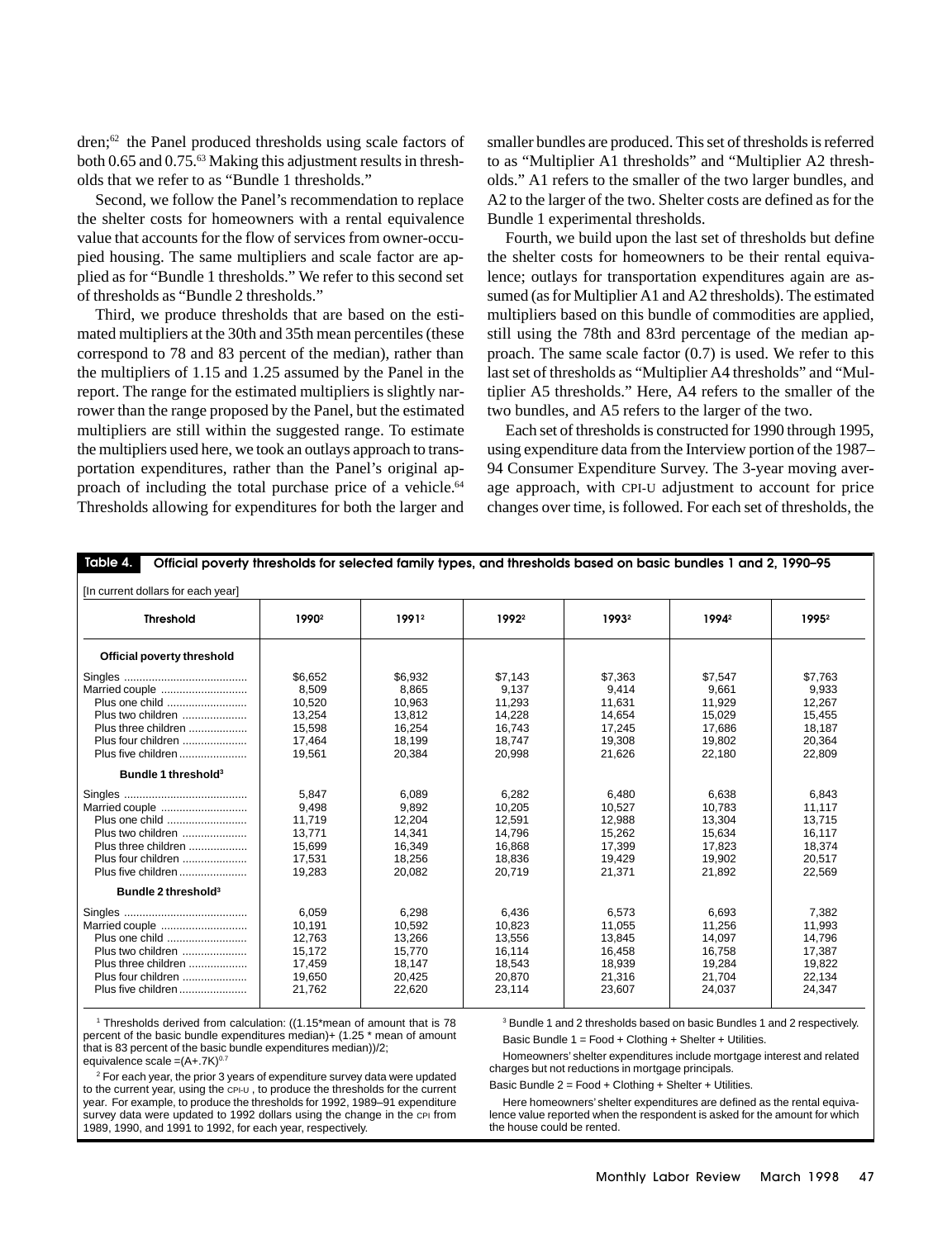dren;[62] the Panel produced thresholds using scale factors of both 0.65 and 0.75.[63] Making this adjustment results in thresholds that we refer to as "Bundle 1 thresholds."

Second, we follow the Panel's recommendation to replace the shelter costs for homeowners with a rental equivalence value that accounts for the flow of services from owner-occupied housing. The same multipliers and scale factor are applied as for "Bundle 1 thresholds." We refer to this second set of thresholds as "Bundle 2 thresholds."

Third, we produce thresholds that are based on the estimated multipliers at the 30th and 35th mean percentiles (these correspond to 78 and 83 percent of the median), rather than the multipliers of 1.15 and 1.25 assumed by the Panel in the report. The range for the estimated multipliers is slightly narrower than the range proposed by the Panel, but the estimated multipliers are still within the suggested range. To estimate the multipliers used here, we took an outlays approach to transportation expenditures, rather than the Panel's original approach of including the total purchase price of a vehicle.[64] Thresholds allowing for expenditures for both the larger and smaller bundles are produced. This set of thresholds is referred to as "Multiplier A1 thresholds" and "Multiplier A2 thresholds." A1 refers to the smaller of the two larger bundles, and A2 to the larger of the two. Shelter costs are defined as for the Bundle 1 experimental thresholds.

Fourth, we build upon the last set of thresholds but define the shelter costs for homeowners to be their rental equivalence; outlays for transportation expenditures again are assumed (as for Multiplier A1 and A2 thresholds). The estimated multipliers based on this bundle of commodities are applied, still using the 78th and 83rd percentage of the median approach. The same scale factor (0.7) is used. We refer to this last set of thresholds as "Multiplier A4 thresholds" and "Multiplier A5 thresholds." Here, A4 refers to the smaller of the two bundles, and A5 refers to the larger of the two.

Each set of thresholds is constructed for 1990 through 1995, using expenditure data from the Interview portion of the 1987–94 Consumer Expenditure Survey. The 3-year moving average approach, with CPI-U adjustment to account for price changes over time, is followed. For each set of thresholds, the

**Table 4. Official poverty thresholds for selected family types, and thresholds based on basic bundles 1 and 2, 1990–95**

[In current dollars for each year]

| Threshold | 1990[2] | 1991[2] | 1992[2] | 1993[2] | 1994[2] | 1995[2] |
|---|---|---|---|---|---|---|
| **Official poverty threshold** | | | | | | |
| Singles | $6,652 | $6,932 | $7,143 | $7,363 | $7,547 | $7,763 |
| Married couple | 8,509 | 8,865 | 9,137 | 9,414 | 9,661 | 9,933 |
| Plus one child | 10,520 | 10,963 | 11,293 | 11,631 | 11,929 | 12,267 |
| Plus two children | 13,254 | 13,812 | 14,228 | 14,654 | 15,029 | 15,455 |
| Plus three children | 15,598 | 16,254 | 16,743 | 17,245 | 17,686 | 18,187 |
| Plus four children | 17,464 | 18,199 | 18,747 | 19,308 | 19,802 | 20,364 |
| Plus five children | 19,561 | 20,384 | 20,998 | 21,626 | 22,180 | 22,809 |
| **Bundle 1 threshold[3]** | | | | | | |
| Singles | 5,847 | 6,089 | 6,282 | 6,480 | 6,638 | 6,843 |
| Married couple | 9,498 | 9,892 | 10,205 | 10,527 | 10,783 | 11,117 |
| Plus one child | 11,719 | 12,204 | 12,591 | 12,988 | 13,304 | 13,715 |
| Plus two children | 13,771 | 14,341 | 14,796 | 15,262 | 15,634 | 16,117 |
| Plus three children | 15,699 | 16,349 | 16,868 | 17,399 | 17,823 | 18,374 |
| Plus four children | 17,531 | 18,256 | 18,836 | 19,429 | 19,902 | 20,517 |
| Plus five children | 19,283 | 20,082 | 20,719 | 21,371 | 21,892 | 22,569 |
| **Bundle 2 threshold[3]** | | | | | | |
| Singles | 6,059 | 6,298 | 6,436 | 6,573 | 6,693 | 7,382 |
| Married couple | 10,191 | 10,592 | 10,823 | 11,055 | 11,256 | 11,993 |
| Plus one child | 12,763 | 13,266 | 13,556 | 13,845 | 14,097 | 14,796 |
| Plus two children | 15,172 | 15,770 | 16,114 | 16,458 | 16,758 | 17,387 |
| Plus three children | 17,459 | 18,147 | 18,543 | 18,939 | 19,284 | 19,822 |
| Plus four children | 19,650 | 20,425 | 20,870 | 21,316 | 21,704 | 22,134 |
| Plus five children | 21,762 | 22,620 | 23,114 | 23,607 | 24,037 | 24,347 |

[1] Thresholds derived from calculation: ((1.15*mean of amount that is 78 percent of the basic bundle expenditures median)+ (1.25 * mean of amount that is 83 percent of the basic bundle expenditures median))/2; equivalence scale $=(A+.7K)^{0.7}$

[2] For each year, the prior 3 years of expenditure survey data were updated to the current year, using the CPI-U, to produce the thresholds for the current year. For example, to produce the thresholds for 1992, 1989–91 expenditure survey data were updated to 1992 dollars using the change in the CPI from 1989, 1990, and 1991 to 1992, for each year, respectively.

[3] Bundle 1 and 2 thresholds based on basic Bundles 1 and 2 respectively.

Basic Bundle 1 = Food + Clothing + Shelter + Utilities.

Homeowners' shelter expenditures include mortgage interest and related charges but not reductions in mortgage principals.

Basic Bundle 2 = Food + Clothing + Shelter + Utilities.

Here homeowners' shelter expenditures are defined as the rental equivalence value reported when the respondent is asked for the amount for which the house could be rented.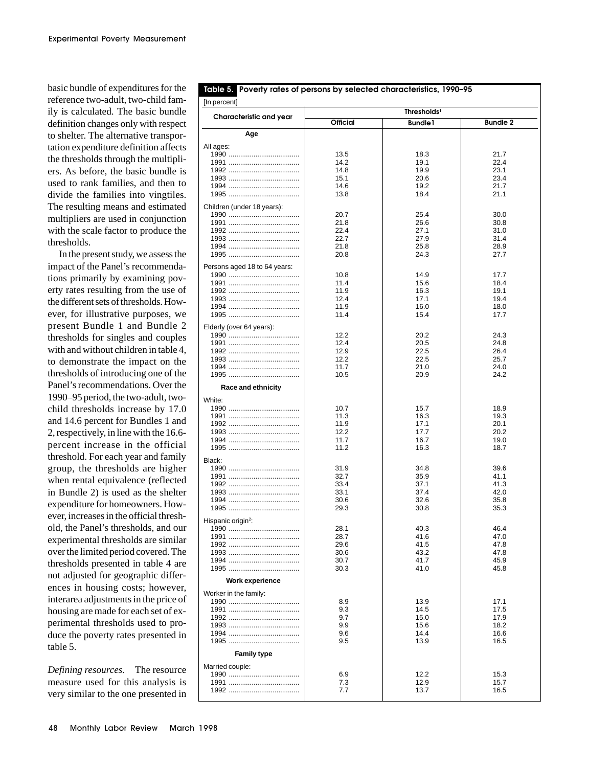basic bundle of expenditures for the reference two-adult, two-child family is calculated. The basic bundle definition changes only with respect to shelter. The alternative transportation expenditure definition affects the thresholds through the multipliers. As before, the basic bundle is used to rank families, and then to divide the families into vingtiles. The resulting means and estimated multipliers are used in conjunction with the scale factor to produce the thresholds.

In the present study, we assess the impact of the Panel's recommendations primarily by examining poverty rates resulting from the use of the different sets of thresholds. However, for illustrative purposes, we present Bundle 1 and Bundle 2 thresholds for singles and couples with and without children in table 4, to demonstrate the impact on the thresholds of introducing one of the Panel's recommendations. Over the 1990–95 period, the two-adult, two-child thresholds increase by 17.0 and 14.6 percent for Bundles 1 and 2, respectively, in line with the 16.6-percent increase in the official threshold. For each year and family group, the thresholds are higher when rental equivalence (reflected in Bundle 2) is used as the shelter expenditure for homeowners. However, increases in the official threshold, the Panel's thresholds, and our experimental thresholds are similar over the limited period covered. The thresholds presented in table 4 are not adjusted for geographic differences in housing costs; however, interarea adjustments in the price of housing are made for each set of experimental thresholds used to produce the poverty rates presented in table 5.

*Defining resources.* The resource measure used for this analysis is very similar to the one presented in

**Table 5. Poverty rates of persons by selected characteristics, 1990–95**

[In percent]

| Characteristic and year | Thresholds[1] | | |
|---|---|---|---|
| | Official | Bundle 1 | Bundle 2 |
| **Age** | | | |
| All ages: | | | |
| 1990 | 13.5 | 18.3 | 21.7 |
| 1991 | 14.2 | 19.1 | 22.4 |
| 1992 | 14.8 | 19.9 | 23.1 |
| 1993 | 15.1 | 20.6 | 23.4 |
| 1994 | 14.6 | 19.2 | 21.7 |
| 1995 | 13.8 | 18.4 | 21.1 |
| Children (under 18 years): | | | |
| 1990 | 20.7 | 25.4 | 30.0 |
| 1991 | 21.8 | 26.6 | 30.8 |
| 1992 | 22.4 | 27.1 | 31.0 |
| 1993 | 22.7 | 27.9 | 31.4 |
| 1994 | 21.8 | 25.8 | 28.9 |
| 1995 | 20.8 | 24.3 | 27.7 |
| Persons aged 18 to 64 years: | | | |
| 1990 | 10.8 | 14.9 | 17.7 |
| 1991 | 11.4 | 15.6 | 18.4 |
| 1992 | 11.9 | 16.3 | 19.1 |
| 1993 | 12.4 | 17.1 | 19.4 |
| 1994 | 11.9 | 16.0 | 18.0 |
| 1995 | 11.4 | 15.4 | 17.7 |
| Elderly (over 64 years): | | | |
| 1990 | 12.2 | 20.2 | 24.3 |
| 1991 | 12.4 | 20.5 | 24.8 |
| 1992 | 12.9 | 22.5 | 26.4 |
| 1993 | 12.2 | 22.5 | 25.7 |
| 1994 | 11.7 | 21.0 | 24.0 |
| 1995 | 10.5 | 20.9 | 24.2 |
| **Race and ethnicity** | | | |
| White: | | | |
| 1990 | 10.7 | 15.7 | 18.9 |
| 1991 | 11.3 | 16.3 | 19.3 |
| 1992 | 11.9 | 17.1 | 20.1 |
| 1993 | 12.2 | 17.7 | 20.2 |
| 1994 | 11.7 | 16.7 | 19.0 |
| 1995 | 11.2 | 16.3 | 18.7 |
| Black: | | | |
| 1990 | 31.9 | 34.8 | 39.6 |
| 1991 | 32.7 | 35.9 | 41.1 |
| 1992 | 33.4 | 37.1 | 41.3 |
| 1993 | 33.1 | 37.4 | 42.0 |
| 1994 | 30.6 | 32.6 | 35.8 |
| 1995 | 29.3 | 30.8 | 35.3 |
| Hispanic origin[2]: | | | |
| 1990 | 28.1 | 40.3 | 46.4 |
| 1991 | 28.7 | 41.6 | 47.0 |
| 1992 | 29.6 | 41.5 | 47.8 |
| 1993 | 30.6 | 43.2 | 47.8 |
| 1994 | 30.7 | 41.7 | 45.9 |
| 1995 | 30.3 | 41.0 | 45.8 |
| **Work experience** | | | |
| Worker in the family: | | | |
| 1990 | 8.9 | 13.9 | 17.1 |
| 1991 | 9.3 | 14.5 | 17.5 |
| 1992 | 9.7 | 15.0 | 17.9 |
| 1993 | 9.9 | 15.6 | 18.2 |
| 1994 | 9.6 | 14.4 | 16.6 |
| 1995 | 9.5 | 13.9 | 16.5 |
| **Family type** | | | |
| Married couple: | | | |
| 1990 | 6.9 | 12.2 | 15.3 |
| 1991 | 7.3 | 12.9 | 15.7 |
| 1992 | 7.7 | 13.7 | 16.5 |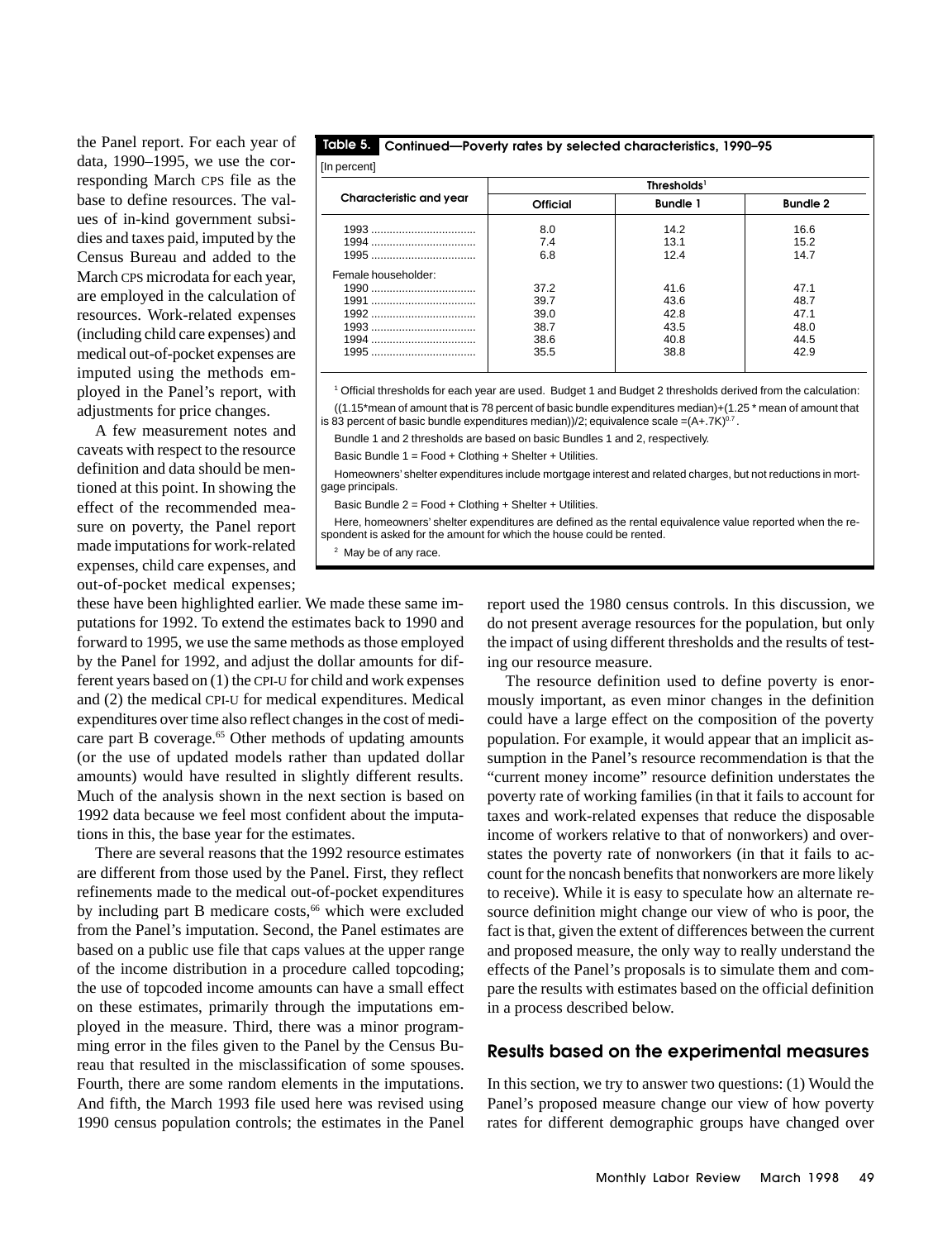the Panel report. For each year of data, 1990–1995, we use the corresponding March CPS file as the base to define resources. The values of in-kind government subsidies and taxes paid, imputed by the Census Bureau and added to the March CPS microdata for each year, are employed in the calculation of resources. Work-related expenses (including child care expenses) and medical out-of-pocket expenses are imputed using the methods employed in the Panel's report, with adjustments for price changes.

A few measurement notes and caveats with respect to the resource definition and data should be mentioned at this point. In showing the effect of the recommended measure on poverty, the Panel report made imputations for work-related expenses, child care expenses, and out-of-pocket medical expenses; these have been highlighted earlier. We made these same imputations for 1992. To extend the estimates back to 1990 and forward to 1995, we use the same methods as those employed by the Panel for 1992, and adjust the dollar amounts for different years based on (1) the CPI-U for child and work expenses and (2) the medical CPI-U for medical expenditures. Medical expenditures over time also reflect changes in the cost of medicare part B coverage.[65] Other methods of updating amounts (or the use of updated models rather than updated dollar amounts) would have resulted in slightly different results. Much of the analysis shown in the next section is based on 1992 data because we feel most confident about the imputations in this, the base year for the estimates.

**Table 5. Continued—Poverty rates by selected characteristics, 1990–95**

[In percent]

| Characteristic and year | Thresholds[1] | | |
|---|---|---|---|
| | Official | Bundle 1 | Bundle 2 |
| 1993 | 8.0 | 14.2 | 16.6 |
| 1994 | 7.4 | 13.1 | 15.2 |
| 1995 | 6.8 | 12.4 | 14.7 |
| Female householder: | | | |
| 1990 | 37.2 | 41.6 | 47.1 |
| 1991 | 39.7 | 43.6 | 48.7 |
| 1992 | 39.0 | 42.8 | 47.1 |
| 1993 | 38.7 | 43.5 | 48.0 |
| 1994 | 38.6 | 40.8 | 44.5 |
| 1995 | 35.5 | 38.8 | 42.9 |

[1] Official thresholds for each year are used. Budget 1 and Budget 2 thresholds derived from the calculation: ((1.15*mean of amount that is 78 percent of basic bundle expenditures median)+(1.25 * mean of amount that is 83 percent of basic bundle expenditures median))/2; equivalence scale $=(A+.7K)^{0.7}$.

Bundle 1 and 2 thresholds are based on basic Bundles 1 and 2, respectively.

Basic Bundle 1 = Food + Clothing + Shelter + Utilities.

Homeowners' shelter expenditures include mortgage interest and related charges, but not reductions in mortgage principals.

Basic Bundle 2 = Food + Clothing + Shelter + Utilities.

Here, homeowners' shelter expenditures are defined as the rental equivalence value reported when the respondent is asked for the amount for which the house could be rented.

[2] May be of any race.

There are several reasons that the 1992 resource estimates are different from those used by the Panel. First, they reflect refinements made to the medical out-of-pocket expenditures by including part B medicare costs,[66] which were excluded from the Panel's imputation. Second, the Panel estimates are based on a public use file that caps values at the upper range of the income distribution in a procedure called topcoding; the use of topcoded income amounts can have a small effect on these estimates, primarily through the imputations employed in the measure. Third, there was a minor programming error in the files given to the Panel by the Census Bureau that resulted in the misclassification of some spouses. Fourth, there are some random elements in the imputations. And fifth, the March 1993 file used here was revised using 1990 census population controls; the estimates in the Panel report used the 1980 census controls. In this discussion, we do not present average resources for the population, but only the impact of using different thresholds and the results of testing our resource measure.

The resource definition used to define poverty is enormously important, as even minor changes in the definition could have a large effect on the composition of the poverty population. For example, it would appear that an implicit assumption in the Panel's resource recommendation is that the "current money income" resource definition understates the poverty rate of working families (in that it fails to account for taxes and work-related expenses that reduce the disposable income of workers relative to that of nonworkers) and overstates the poverty rate of nonworkers (in that it fails to account for the noncash benefits that nonworkers are more likely to receive). While it is easy to speculate how an alternate resource definition might change our view of who is poor, the fact is that, given the extent of differences between the current and proposed measure, the only way to really understand the effects of the Panel's proposals is to simulate them and compare the results with estimates based on the official definition in a process described below.

## Results based on the experimental measures

In this section, we try to answer two questions: (1) Would the Panel's proposed measure change our view of how poverty rates for different demographic groups have changed over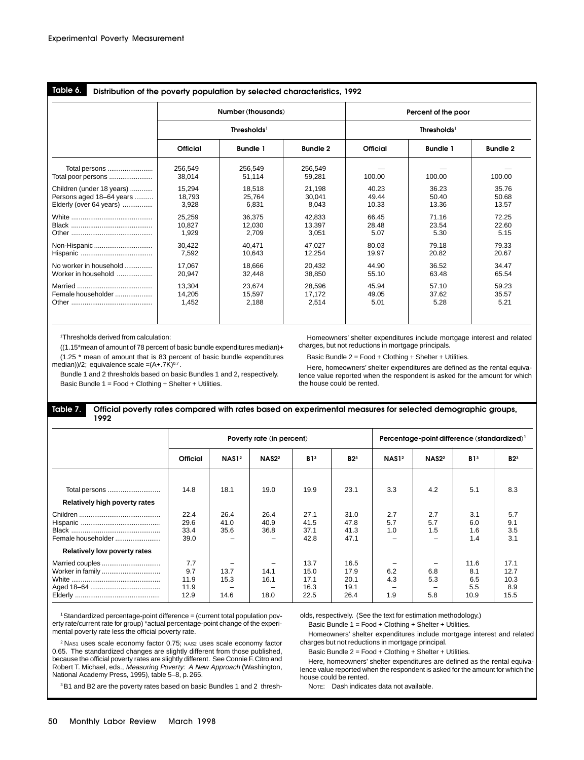**Table 6. Distribution of the poverty population by selected characteristics, 1992**

| | Number (thousands) | | | Percent of the poor | | |
|---|---|---|---|---|---|---|
| | Thresholds[1] | | | Thresholds[1] | | |
| | Official | Bundle 1 | Bundle 2 | Official | Bundle 1 | Bundle 2 |
| Total persons | 256,549 | 256,549 | 256,549 | — | — | — |
| Total poor persons | 38,014 | 51,114 | 59,281 | 100.00 | 100.00 | 100.00 |
| Children (under 18 years) | 15,294 | 18,518 | 21,198 | 40.23 | 36.23 | 35.76 |
| Persons aged 18–64 years | 18,793 | 25,764 | 30,041 | 49.44 | 50.40 | 50.68 |
| Elderly (over 64 years) | 3,928 | 6,831 | 8,043 | 10.33 | 13.36 | 13.57 |
| White | 25,259 | 36,375 | 42,833 | 66.45 | 71.16 | 72.25 |
| Black | 10,827 | 12,030 | 13,397 | 28.48 | 23.54 | 22.60 |
| Other | 1,929 | 2,709 | 3,051 | 5.07 | 5.30 | 5.15 |
| Non-Hispanic | 30,422 | 40,471 | 47,027 | 80.03 | 79.18 | 79.33 |
| Hispanic | 7,592 | 10,643 | 12,254 | 19.97 | 20.82 | 20.67 |
| No worker in household | 17,067 | 18,666 | 20,432 | 44.90 | 36.52 | 34.47 |
| Worker in household | 20,947 | 32,448 | 38,850 | 55.10 | 63.48 | 65.54 |
| Married | 13,304 | 23,674 | 28,596 | 45.94 | 57.10 | 59.23 |
| Female householder | 14,205 | 15,597 | 17,172 | 49.05 | 37.62 | 35.57 |
| Other | 1,452 | 2,188 | 2,514 | 5.01 | 5.28 | 5.21 |

[1] Thresholds derived from calculation:

((1.15*mean of amount of 78 percent of basic bundle expenditures median)+ (1.25 * mean of amount that is 83 percent of basic bundle expenditures median))/2; equivalence scale $=(A+.7K)^{0.7}$.

Bundle 1 and 2 thresholds based on basic Bundles 1 and 2, respectively.

Basic Bundle 1 = Food + Clothing + Shelter + Utilities.

Homeowners' shelter expenditures include mortgage interest and related charges, but not reductions in mortgage principals.

Basic Bundle 2 = Food + Clothing + Shelter + Utilities.

Here, homeowners' shelter expenditures are defined as the rental equivalence value reported when the respondent is asked for the amount for which the house could be rented.

**Table 7. Official poverty rates compared with rates based on experimental measures for selected demographic groups, 1992**

| | Poverty rate (in percent) | | | | | Percentage-point difference (standardized)[1] | | | |
|---|---|---|---|---|---|---|---|---|---|
| | Official | NAS1[2] | NAS2[2] | B1[3] | B2[3] | NAS1[2] | NAS2[2] | B1[3] | B2[3] |
| Total persons | 14.8 | 18.1 | 19.0 | 19.9 | 23.1 | 3.3 | 4.2 | 5.1 | 8.3 |
| **Relatively high poverty rates** | | | | | | | | | |
| Children | 22.4 | 26.4 | 26.4 | 27.1 | 31.0 | 2.7 | 2.7 | 3.1 | 5.7 |
| Hispanic | 29.6 | 41.0 | 40.9 | 41.5 | 47.8 | 5.7 | 5.7 | 6.0 | 9.1 |
| Black | 33.4 | 35.6 | 36.8 | 37.1 | 41.3 | 1.0 | 1.5 | 1.6 | 3.5 |
| Female householder | 39.0 | – | – | 42.8 | 47.1 | – | – | 1.4 | 3.1 |
| **Relatively low poverty rates** | | | | | | | | | |
| Married couples | 7.7 | – | – | 13.7 | 16.5 | – | – | 11.6 | 17.1 |
| Worker in family | 9.7 | 13.7 | 14.1 | 15.0 | 17.9 | 6.2 | 6.8 | 8.1 | 12.7 |
| White | 11.9 | 15.3 | 16.1 | 17.1 | 20.1 | 4.3 | 5.3 | 6.5 | 10.3 |
| Aged 18–64 | 11.9 | – | – | 16.3 | 19.1 | – | – | 5.5 | 8.9 |
| Elderly | 12.9 | 14.6 | 18.0 | 22.5 | 26.4 | 1.9 | 5.8 | 10.9 | 15.5 |

[1] Standardized percentage-point difference = (current total population poverty rate/current rate for group) *actual percentage-point change of the experimental poverty rate less the official poverty rate.

[2] NAS1 uses scale economy factor 0.75; NAS2 uses scale economy factor 0.65. The standardized changes are slightly different from those published, because the official poverty rates are slightly different. See Connie F. Citro and Robert T. Michael, eds., *Measuring Poverty: A New Approach* (Washington, National Academy Press, 1995), table 5–8, p. 265.

[3] B1 and B2 are the poverty rates based on basic Bundles 1 and 2 thresholds, respectively. (See the text for estimation methodology.)

Basic Bundle 1 = Food + Clothing + Shelter + Utilities.

Homeowners' shelter expenditures include mortgage interest and related charges but not reductions in mortgage principal.

Basic Bundle 2 = Food + Clothing + Shelter + Utilities.

Here, homeowners' shelter expenditures are defined as the rental equivalence value reported when the respondent is asked for the amount for which the house could be rented.

NOTE: Dash indicates data not available.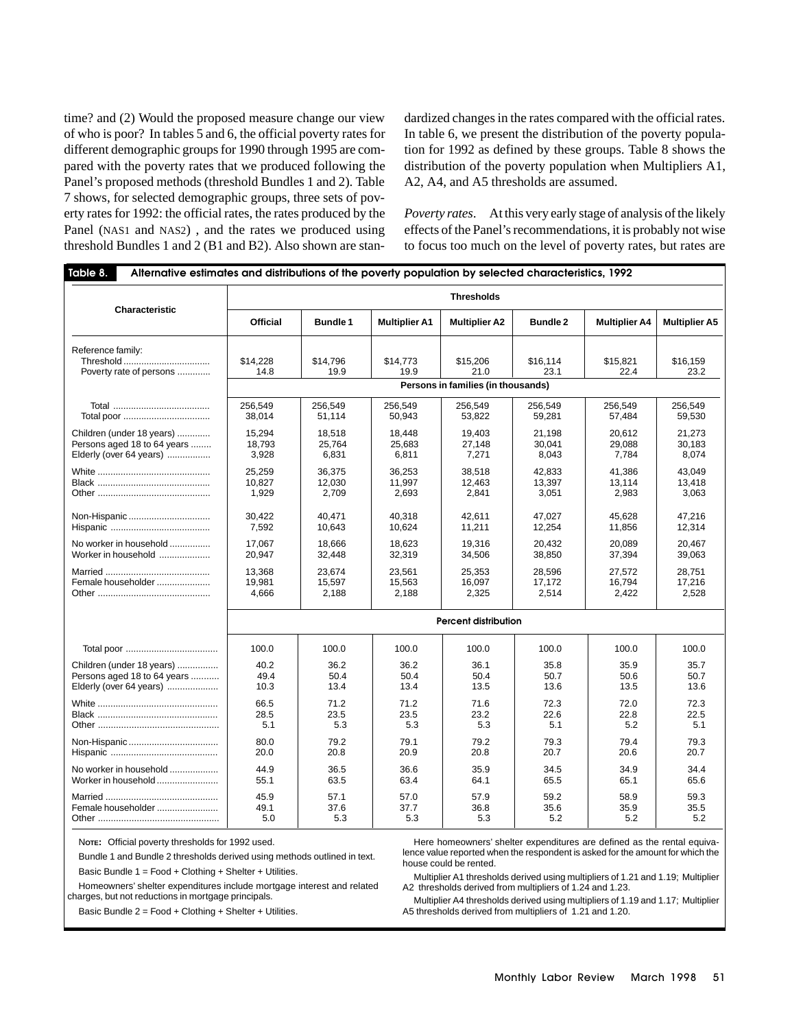time? and (2) Would the proposed measure change our view of who is poor? In tables 5 and 6, the official poverty rates for different demographic groups for 1990 through 1995 are compared with the poverty rates that we produced following the Panel's proposed methods (threshold Bundles 1 and 2). Table 7 shows, for selected demographic groups, three sets of poverty rates for 1992: the official rates, the rates produced by the Panel (NAS1 and NAS2) , and the rates we produced using threshold Bundles 1 and 2 (B1 and B2). Also shown are standardized changes in the rates compared with the official rates. In table 6, we present the distribution of the poverty population for 1992 as defined by these groups. Table 8 shows the distribution of the poverty population when Multipliers A1, A2, A4, and A5 thresholds are assumed.

*Poverty rates*. At this very early stage of analysis of the likely effects of the Panel's recommendations, it is probably not wise to focus too much on the level of poverty rates, but rates are

**Table 8. Alternative estimates and distributions of the poverty population by selected characteristics, 1992**

| Characteristic | Thresholds | | | | | | |
|---|---|---|---|---|---|---|---|
| | Official | Bundle 1 | Multiplier A1 | Multiplier A2 | Bundle 2 | Multiplier A4 | Multiplier A5 |
| Reference family: | | | | | | | |
| Threshold | $14,228 | $14,796 | $14,773 | $15,206 | $16,114 | $15,821 | $16,159 |
| Poverty rate of persons | 14.8 | 19.9 | 19.9 | 21.0 | 23.1 | 22.4 | 23.2 |
| | Persons in families (in thousands) | | | | | | |
| Total | 256,549 | 256,549 | 256,549 | 256,549 | 256,549 | 256,549 | 256,549 |
| Total poor | 38,014 | 51,114 | 50,943 | 53,822 | 59,281 | 57,484 | 59,530 |
| Children (under 18 years) | 15,294 | 18,518 | 18,448 | 19,403 | 21,198 | 20,612 | 21,273 |
| Persons aged 18 to 64 years | 18,793 | 25,764 | 25,683 | 27,148 | 30,041 | 29,088 | 30,183 |
| Elderly (over 64 years) | 3,928 | 6,831 | 6,811 | 7,271 | 8,043 | 7,784 | 8,074 |
| White | 25,259 | 36,375 | 36,253 | 38,518 | 42,833 | 41,386 | 43,049 |
| Black | 10,827 | 12,030 | 11,997 | 12,463 | 13,397 | 13,114 | 13,418 |
| Other | 1,929 | 2,709 | 2,693 | 2,841 | 3,051 | 2,983 | 3,063 |
| Non-Hispanic | 30,422 | 40,471 | 40,318 | 42,611 | 47,027 | 45,628 | 47,216 |
| Hispanic | 7,592 | 10,643 | 10,624 | 11,211 | 12,254 | 11,856 | 12,314 |
| No worker in household | 17,067 | 18,666 | 18,623 | 19,316 | 20,432 | 20,089 | 20,467 |
| Worker in household | 20,947 | 32,448 | 32,319 | 34,506 | 38,850 | 37,394 | 39,063 |
| Married | 13,368 | 23,674 | 23,561 | 25,353 | 28,596 | 27,572 | 28,751 |
| Female householder | 19,981 | 15,597 | 15,563 | 16,097 | 17,172 | 16,794 | 17,216 |
| Other | 4,666 | 2,188 | 2,188 | 2,325 | 2,514 | 2,422 | 2,528 |
| | Percent distribution | | | | | | |
| Total poor | 100.0 | 100.0 | 100.0 | 100.0 | 100.0 | 100.0 | 100.0 |
| Children (under 18 years) | 40.2 | 36.2 | 36.2 | 36.1 | 35.8 | 35.9 | 35.7 |
| Persons aged 18 to 64 years | 49.4 | 50.4 | 50.4 | 50.4 | 50.7 | 50.6 | 50.7 |
| Elderly (over 64 years) | 10.3 | 13.4 | 13.4 | 13.5 | 13.6 | 13.5 | 13.6 |
| White | 66.5 | 71.2 | 71.2 | 71.6 | 72.3 | 72.0 | 72.3 |
| Black | 28.5 | 23.5 | 23.5 | 23.2 | 22.6 | 22.8 | 22.5 |
| Other | 5.1 | 5.3 | 5.3 | 5.3 | 5.1 | 5.2 | 5.1 |
| Non-Hispanic | 80.0 | 79.2 | 79.1 | 79.2 | 79.3 | 79.4 | 79.3 |
| Hispanic | 20.0 | 20.8 | 20.9 | 20.8 | 20.7 | 20.6 | 20.7 |
| No worker in household | 44.9 | 36.5 | 36.6 | 35.9 | 34.5 | 34.9 | 34.4 |
| Worker in household | 55.1 | 63.5 | 63.4 | 64.1 | 65.5 | 65.1 | 65.6 |
| Married | 45.9 | 57.1 | 57.0 | 57.9 | 59.2 | 58.9 | 59.3 |
| Female householder | 49.1 | 37.6 | 37.7 | 36.8 | 35.6 | 35.9 | 35.5 |
| Other | 5.0 | 5.3 | 5.3 | 5.3 | 5.2 | 5.2 | 5.2 |

NOTE: Official poverty thresholds for 1992 used.

Bundle 1 and Bundle 2 thresholds derived using methods outlined in text.

Basic Bundle 1 = Food + Clothing + Shelter + Utilities.

Homeowners' shelter expenditures include mortgage interest and related charges, but not reductions in mortgage principals.

Basic Bundle 2 = Food + Clothing + Shelter + Utilities.

Here homeowners' shelter expenditures are defined as the rental equivalence value reported when the respondent is asked for the amount for which the house could be rented.

Multiplier A1 thresholds derived using multipliers of 1.21 and 1.19; Multiplier A2 thresholds derived from multipliers of 1.24 and 1.23.

Multiplier A4 thresholds derived using multipliers of 1.19 and 1.17; Multiplier A5 thresholds derived from multipliers of 1.21 and 1.20.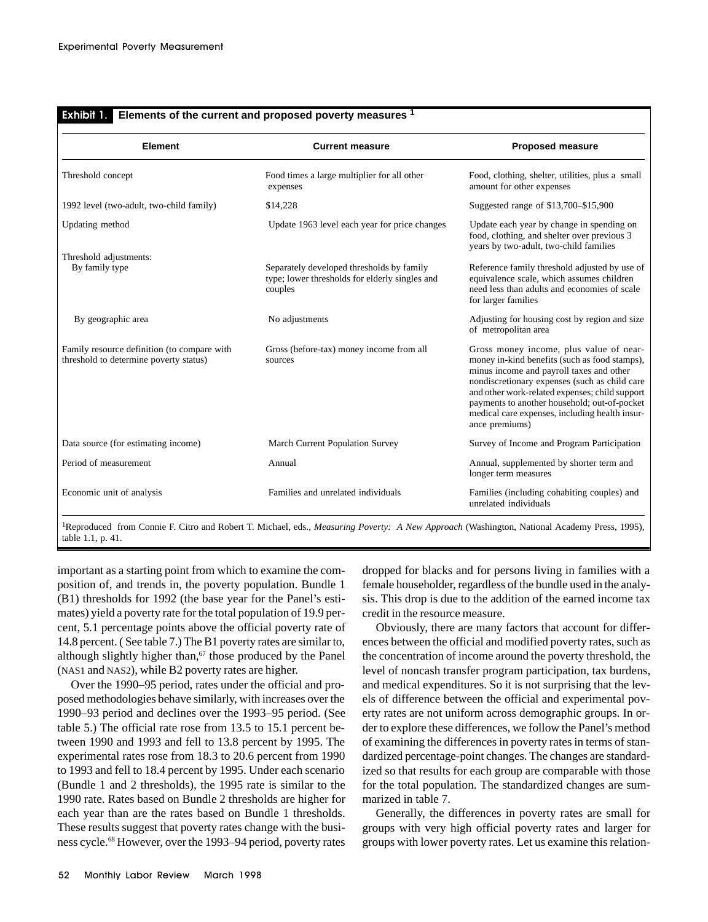**Exhibit 1. Elements of the current and proposed poverty measures [1]**

| Element | Current measure | Proposed measure |
|---|---|---|
| Threshold concept | Food times a large multiplier for all other expenses | Food, clothing, shelter, utilities, plus a small amount for other expenses |
| 1992 level (two-adult, two-child family) | $14,228 | Suggested range of $13,700–$15,900 |
| Updating method | Update 1963 level each year for price changes | Update each year by change in spending on food, clothing, and shelter over previous 3 years by two-adult, two-child families |
| Threshold adjustments: | | |
| By family type | Separately developed thresholds by family type; lower thresholds for elderly singles and couples | Reference family threshold adjusted by use of equivalence scale, which assumes children need less than adults and economies of scale for larger families |
| By geographic area | No adjustments | Adjusting for housing cost by region and size of metropolitan area |
| Family resource definition (to compare with threshold to determine poverty status) | Gross (before-tax) money income from all sources | Gross money income, plus value of near-money in-kind benefits (such as food stamps), minus income and payroll taxes and other nondiscretionary expenses (such as child care and other work-related expenses; child support payments to another household; out-of-pocket medical care expenses, including health insurance premiums) |
| Data source (for estimating income) | March Current Population Survey | Survey of Income and Program Participation |
| Period of measurement | Annual | Annual, supplemented by shorter term and longer term measures |
| Economic unit of analysis | Families and unrelated individuals | Families (including cohabiting couples) and unrelated individuals |

[1] Reproduced from Connie F. Citro and Robert T. Michael, eds., *Measuring Poverty: A New Approach* (Washington, National Academy Press, 1995), table 1.1, p. 41.

important as a starting point from which to examine the composition of, and trends in, the poverty population. Bundle 1 (B1) thresholds for 1992 (the base year for the Panel's estimates) yield a poverty rate for the total population of 19.9 percent, 5.1 percentage points above the official poverty rate of 14.8 percent. (See table 7.) The B1 poverty rates are similar to, although slightly higher than,[67] those produced by the Panel (NAS1 and NAS2), while B2 poverty rates are higher.

Over the 1990–95 period, rates under the official and proposed methodologies behave similarly, with increases over the 1990–93 period and declines over the 1993–95 period. (See table 5.) The official rate rose from 13.5 to 15.1 percent between 1990 and 1993 and fell to 13.8 percent by 1995. The experimental rates rose from 18.3 to 20.6 percent from 1990 to 1993 and fell to 18.4 percent by 1995. Under each scenario (Bundle 1 and 2 thresholds), the 1995 rate is similar to the 1990 rate. Rates based on Bundle 2 thresholds are higher for each year than are the rates based on Bundle 1 thresholds. These results suggest that poverty rates change with the business cycle.[68] However, over the 1993–94 period, poverty rates dropped for blacks and for persons living in families with a female householder, regardless of the bundle used in the analysis. This drop is due to the addition of the earned income tax credit in the resource measure.

Obviously, there are many factors that account for differences between the official and modified poverty rates, such as the concentration of income around the poverty threshold, the level of noncash transfer program participation, tax burdens, and medical expenditures. So it is not surprising that the levels of difference between the official and experimental poverty rates are not uniform across demographic groups. In order to explore these differences, we follow the Panel's method of examining the differences in poverty rates in terms of standardized percentage-point changes. The changes are standardized so that results for each group are comparable with those for the total population. The standardized changes are summarized in table 7.

Generally, the differences in poverty rates are small for groups with very high official poverty rates and larger for groups with lower poverty rates. Let us examine this relation-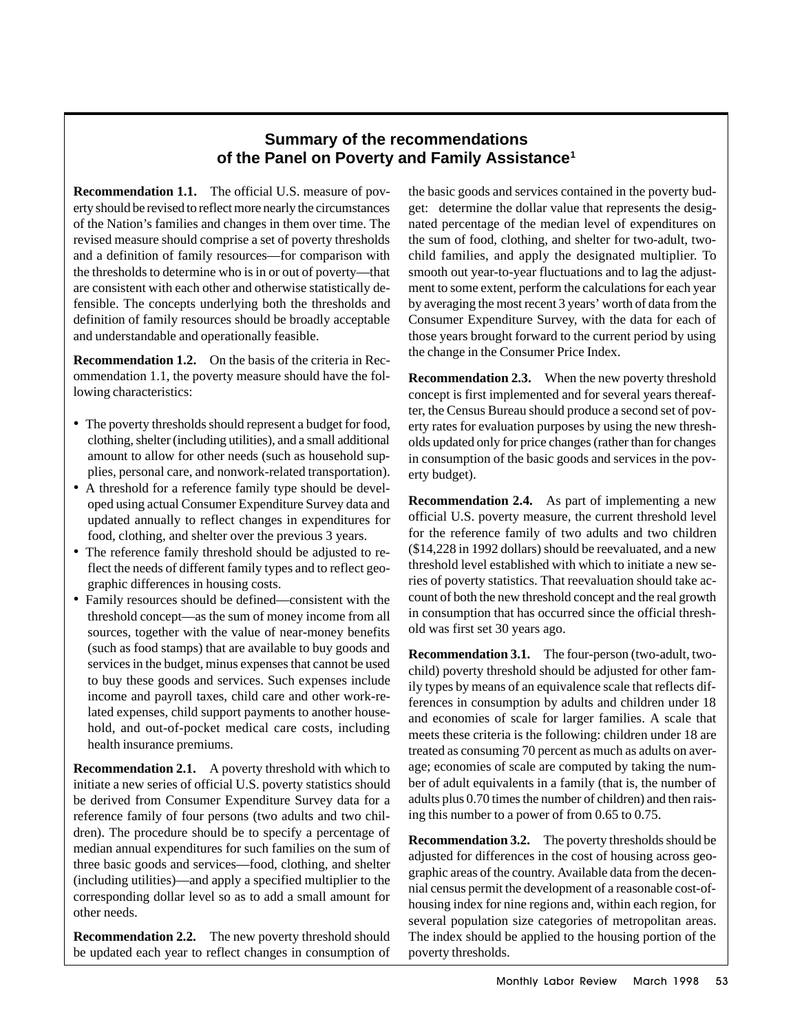## Summary of the recommendations of the Panel on Poverty and Family Assistance[1]

**Recommendation 1.1.** The official U.S. measure of poverty should be revised to reflect more nearly the circumstances of the Nation's families and changes in them over time. The revised measure should comprise a set of poverty thresholds and a definition of family resources—for comparison with the thresholds to determine who is in or out of poverty—that are consistent with each other and otherwise statistically defensible. The concepts underlying both the thresholds and definition of family resources should be broadly acceptable and understandable and operationally feasible.

**Recommendation 1.2.** On the basis of the criteria in Recommendation 1.1, the poverty measure should have the following characteristics:

- The poverty thresholds should represent a budget for food, clothing, shelter (including utilities), and a small additional amount to allow for other needs (such as household supplies, personal care, and nonwork-related transportation).
- A threshold for a reference family type should be developed using actual Consumer Expenditure Survey data and updated annually to reflect changes in expenditures for food, clothing, and shelter over the previous 3 years.
- The reference family threshold should be adjusted to reflect the needs of different family types and to reflect geographic differences in housing costs.
- Family resources should be defined—consistent with the threshold concept—as the sum of money income from all sources, together with the value of near-money benefits (such as food stamps) that are available to buy goods and services in the budget, minus expenses that cannot be used to buy these goods and services. Such expenses include income and payroll taxes, child care and other work-related expenses, child support payments to another household, and out-of-pocket medical care costs, including health insurance premiums.

**Recommendation 2.1.** A poverty threshold with which to initiate a new series of official U.S. poverty statistics should be derived from Consumer Expenditure Survey data for a reference family of four persons (two adults and two children). The procedure should be to specify a percentage of median annual expenditures for such families on the sum of three basic goods and services—food, clothing, and shelter (including utilities)—and apply a specified multiplier to the corresponding dollar level so as to add a small amount for other needs.

**Recommendation 2.2.** The new poverty threshold should be updated each year to reflect changes in consumption of the basic goods and services contained in the poverty budget: determine the dollar value that represents the designated percentage of the median level of expenditures on the sum of food, clothing, and shelter for two-adult, two-child families, and apply the designated multiplier. To smooth out year-to-year fluctuations and to lag the adjustment to some extent, perform the calculations for each year by averaging the most recent 3 years' worth of data from the Consumer Expenditure Survey, with the data for each of those years brought forward to the current period by using the change in the Consumer Price Index.

**Recommendation 2.3.** When the new poverty threshold concept is first implemented and for several years thereafter, the Census Bureau should produce a second set of poverty rates for evaluation purposes by using the new thresholds updated only for price changes (rather than for changes in consumption of the basic goods and services in the poverty budget).

**Recommendation 2.4.** As part of implementing a new official U.S. poverty measure, the current threshold level for the reference family of two adults and two children ($14,228 in 1992 dollars) should be reevaluated, and a new threshold level established with which to initiate a new series of poverty statistics. That reevaluation should take account of both the new threshold concept and the real growth in consumption that has occurred since the official threshold was first set 30 years ago.

**Recommendation 3.1.** The four-person (two-adult, two-child) poverty threshold should be adjusted for other family types by means of an equivalence scale that reflects differences in consumption by adults and children under 18 and economies of scale for larger families. A scale that meets these criteria is the following: children under 18 are treated as consuming 70 percent as much as adults on average; economies of scale are computed by taking the number of adult equivalents in a family (that is, the number of adults plus 0.70 times the number of children) and then raising this number to a power of from 0.65 to 0.75.

**Recommendation 3.2.** The poverty thresholds should be adjusted for differences in the cost of housing across geographic areas of the country. Available data from the decennial census permit the development of a reasonable cost-of-housing index for nine regions and, within each region, for several population size categories of metropolitan areas. The index should be applied to the housing portion of the poverty thresholds.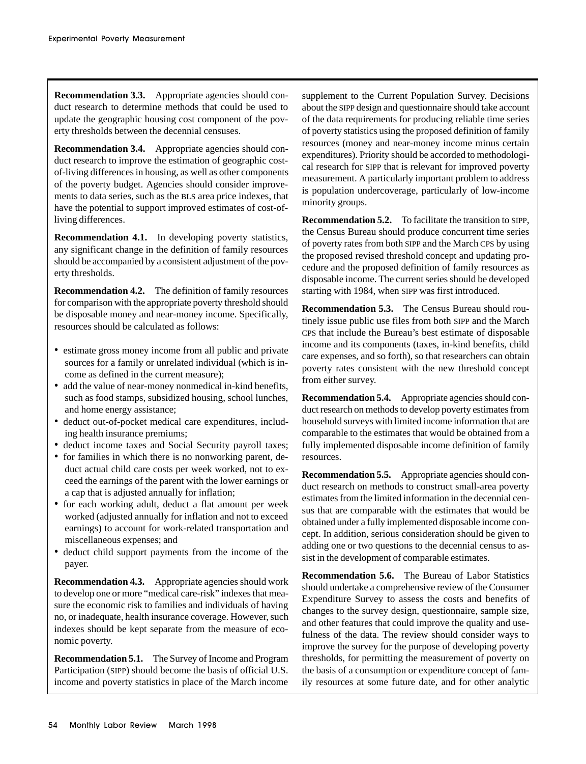**Recommendation 3.3.** Appropriate agencies should conduct research to determine methods that could be used to update the geographic housing cost component of the poverty thresholds between the decennial censuses.

**Recommendation 3.4.** Appropriate agencies should conduct research to improve the estimation of geographic cost-of-living differences in housing, as well as other components of the poverty budget. Agencies should consider improvements to data series, such as the BLS area price indexes, that have the potential to support improved estimates of cost-of-living differences.

**Recommendation 4.1.** In developing poverty statistics, any significant change in the definition of family resources should be accompanied by a consistent adjustment of the poverty thresholds.

**Recommendation 4.2.** The definition of family resources for comparison with the appropriate poverty threshold should be disposable money and near-money income. Specifically, resources should be calculated as follows:

- estimate gross money income from all public and private sources for a family or unrelated individual (which is income as defined in the current measure);
- add the value of near-money nonmedical in-kind benefits, such as food stamps, subsidized housing, school lunches, and home energy assistance;
- deduct out-of-pocket medical care expenditures, including health insurance premiums;
- deduct income taxes and Social Security payroll taxes;
- for families in which there is no nonworking parent, deduct actual child care costs per week worked, not to exceed the earnings of the parent with the lower earnings or a cap that is adjusted annually for inflation;
- for each working adult, deduct a flat amount per week worked (adjusted annually for inflation and not to exceed earnings) to account for work-related transportation and miscellaneous expenses; and
- deduct child support payments from the income of the payer.

**Recommendation 4.3.** Appropriate agencies should work to develop one or more "medical care-risk" indexes that measure the economic risk to families and individuals of having no, or inadequate, health insurance coverage. However, such indexes should be kept separate from the measure of economic poverty.

**Recommendation 5.1.** The Survey of Income and Program Participation (SIPP) should become the basis of official U.S. income and poverty statistics in place of the March income supplement to the Current Population Survey. Decisions about the SIPP design and questionnaire should take account of the data requirements for producing reliable time series of poverty statistics using the proposed definition of family resources (money and near-money income minus certain expenditures). Priority should be accorded to methodological research for SIPP that is relevant for improved poverty measurement. A particularly important problem to address is population undercoverage, particularly of low-income minority groups.

**Recommendation 5.2.** To facilitate the transition to SIPP, the Census Bureau should produce concurrent time series of poverty rates from both SIPP and the March CPS by using the proposed revised threshold concept and updating procedure and the proposed definition of family resources as disposable income. The current series should be developed starting with 1984, when SIPP was first introduced.

**Recommendation 5.3.** The Census Bureau should routinely issue public use files from both SIPP and the March CPS that include the Bureau's best estimate of disposable income and its components (taxes, in-kind benefits, child care expenses, and so forth), so that researchers can obtain poverty rates consistent with the new threshold concept from either survey.

**Recommendation 5.4.** Appropriate agencies should conduct research on methods to develop poverty estimates from household surveys with limited income information that are comparable to the estimates that would be obtained from a fully implemented disposable income definition of family resources.

**Recommendation 5.5.** Appropriate agencies should conduct research on methods to construct small-area poverty estimates from the limited information in the decennial census that are comparable with the estimates that would be obtained under a fully implemented disposable income concept. In addition, serious consideration should be given to adding one or two questions to the decennial census to assist in the development of comparable estimates.

**Recommendation 5.6.** The Bureau of Labor Statistics should undertake a comprehensive review of the Consumer Expenditure Survey to assess the costs and benefits of changes to the survey design, questionnaire, sample size, and other features that could improve the quality and usefulness of the data. The review should consider ways to improve the survey for the purpose of developing poverty thresholds, for permitting the measurement of poverty on the basis of a consumption or expenditure concept of family resources at some future date, and for other analytic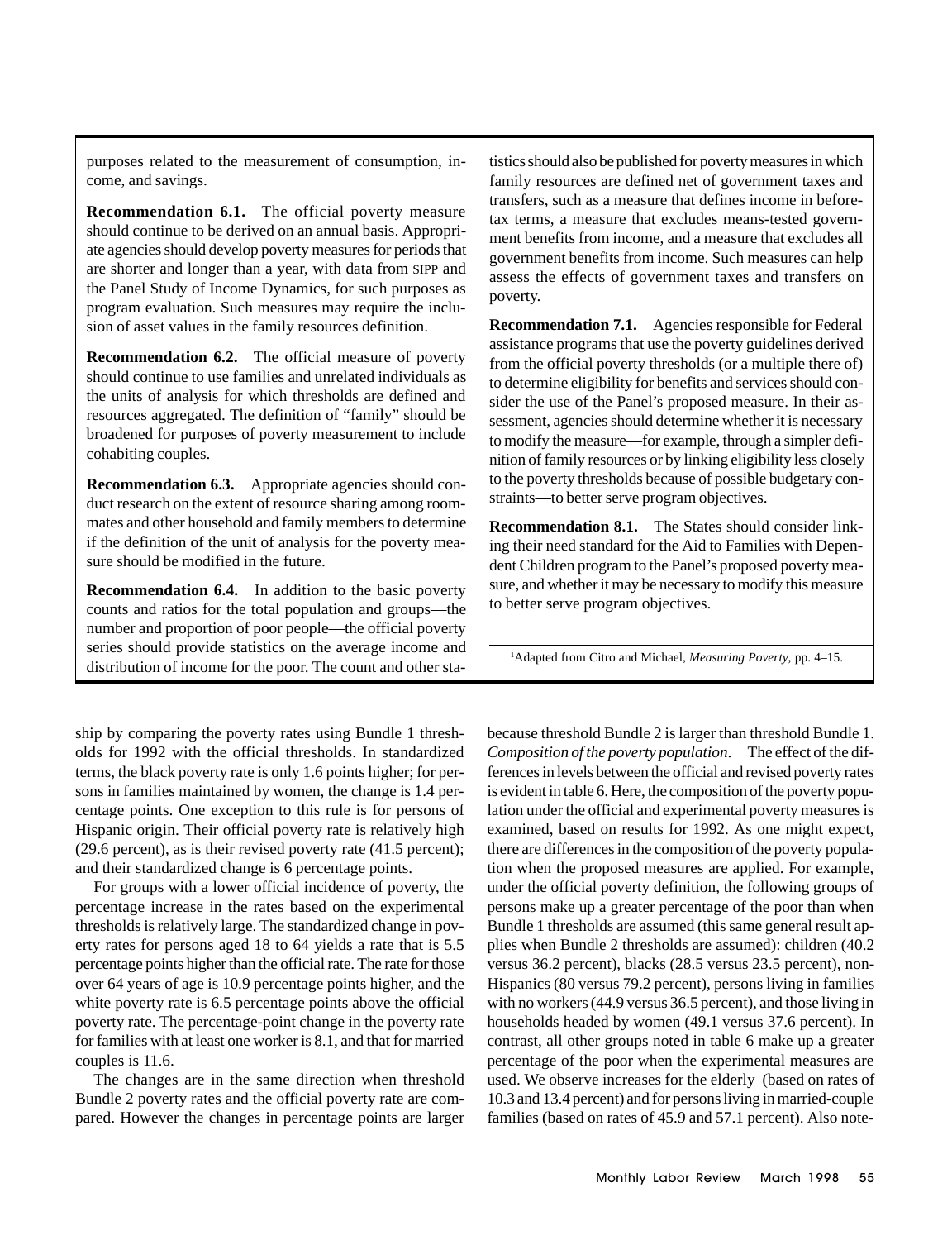purposes related to the measurement of consumption, income, and savings.

**Recommendation 6.1.** The official poverty measure should continue to be derived on an annual basis. Appropriate agencies should develop poverty measures for periods that are shorter and longer than a year, with data from SIPP and the Panel Study of Income Dynamics, for such purposes as program evaluation. Such measures may require the inclusion of asset values in the family resources definition.

**Recommendation 6.2.** The official measure of poverty should continue to use families and unrelated individuals as the units of analysis for which thresholds are defined and resources aggregated. The definition of "family" should be broadened for purposes of poverty measurement to include cohabiting couples.

**Recommendation 6.3.** Appropriate agencies should conduct research on the extent of resource sharing among roommates and other household and family members to determine if the definition of the unit of analysis for the poverty measure should be modified in the future.

**Recommendation 6.4.** In addition to the basic poverty counts and ratios for the total population and groups—the number and proportion of poor people—the official poverty series should provide statistics on the average income and distribution of income for the poor. The count and other statistics should also be published for poverty measures in which family resources are defined net of government taxes and transfers, such as a measure that defines income in before-tax terms, a measure that excludes means-tested government benefits from income, and a measure that excludes all government benefits from income. Such measures can help assess the effects of government taxes and transfers on poverty.

**Recommendation 7.1.** Agencies responsible for Federal assistance programs that use the poverty guidelines derived from the official poverty thresholds (or a multiple there of) to determine eligibility for benefits and services should consider the use of the Panel's proposed measure. In their assessment, agencies should determine whether it is necessary to modify the measure—for example, through a simpler definition of family resources or by linking eligibility less closely to the poverty thresholds because of possible budgetary constraints—to better serve program objectives.

**Recommendation 8.1.** The States should consider linking their need standard for the Aid to Families with Dependent Children program to the Panel's proposed poverty measure, and whether it may be necessary to modify this measure to better serve program objectives.

[1]Adapted from Citro and Michael, *Measuring Poverty*, pp. 4–15.

ship by comparing the poverty rates using Bundle 1 thresholds for 1992 with the official thresholds. In standardized terms, the black poverty rate is only 1.6 points higher; for persons in families maintained by women, the change is 1.4 percentage points. One exception to this rule is for persons of Hispanic origin. Their official poverty rate is relatively high (29.6 percent), as is their revised poverty rate (41.5 percent); and their standardized change is 6 percentage points.

For groups with a lower official incidence of poverty, the percentage increase in the rates based on the experimental thresholds is relatively large. The standardized change in poverty rates for persons aged 18 to 64 yields a rate that is 5.5 percentage points higher than the official rate. The rate for those over 64 years of age is 10.9 percentage points higher, and the white poverty rate is 6.5 percentage points above the official poverty rate. The percentage-point change in the poverty rate for families with at least one worker is 8.1, and that for married couples is 11.6.

The changes are in the same direction when threshold Bundle 2 poverty rates and the official poverty rate are compared. However the changes in percentage points are larger because threshold Bundle 2 is larger than threshold Bundle 1.

*Composition of the poverty population.* The effect of the differences in levels between the official and revised poverty rates is evident in table 6. Here, the composition of the poverty population under the official and experimental poverty measures is examined, based on results for 1992. As one might expect, there are differences in the composition of the poverty population when the proposed measures are applied. For example, under the official poverty definition, the following groups of persons make up a greater percentage of the poor than when Bundle 1 thresholds are assumed (this same general result applies when Bundle 2 thresholds are assumed): children (40.2 versus 36.2 percent), blacks (28.5 versus 23.5 percent), non-Hispanics (80 versus 79.2 percent), persons living in families with no workers (44.9 versus 36.5 percent), and those living in households headed by women (49.1 versus 37.6 percent). In contrast, all other groups noted in table 6 make up a greater percentage of the poor when the experimental measures are used. We observe increases for the elderly (based on rates of 10.3 and 13.4 percent) and for persons living in married-couple families (based on rates of 45.9 and 57.1 percent). Also note-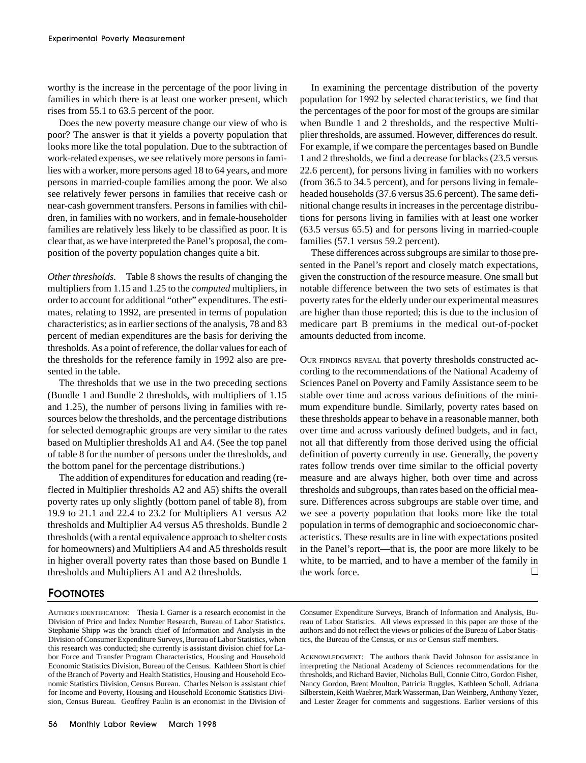worthy is the increase in the percentage of the poor living in families in which there is at least one worker present, which rises from 55.1 to 63.5 percent of the poor.

Does the new poverty measure change our view of who is poor? The answer is that it yields a poverty population that looks more like the total population. Due to the subtraction of work-related expenses, we see relatively more persons in families with a worker, more persons aged 18 to 64 years, and more persons in married-couple families among the poor. We also see relatively fewer persons in families that receive cash or near-cash government transfers. Persons in families with children, in families with no workers, and in female-householder families are relatively less likely to be classified as poor. It is clear that, as we have interpreted the Panel's proposal, the composition of the poverty population changes quite a bit.

*Other thresholds.* Table 8 shows the results of changing the multipliers from 1.15 and 1.25 to the *computed* multipliers, in order to account for additional "other" expenditures. The estimates, relating to 1992, are presented in terms of population characteristics; as in earlier sections of the analysis, 78 and 83 percent of median expenditures are the basis for deriving the thresholds. As a point of reference, the dollar values for each of the thresholds for the reference family in 1992 also are presented in the table.

The thresholds that we use in the two preceding sections (Bundle 1 and Bundle 2 thresholds, with multipliers of 1.15 and 1.25), the number of persons living in families with resources below the thresholds, and the percentage distributions for selected demographic groups are very similar to the rates based on Multiplier thresholds A1 and A4. (See the top panel of table 8 for the number of persons under the thresholds, and the bottom panel for the percentage distributions.)

The addition of expenditures for education and reading (reflected in Multiplier thresholds A2 and A5) shifts the overall poverty rates up only slightly (bottom panel of table 8), from 19.9 to 21.1 and 22.4 to 23.2 for Multipliers A1 versus A2 thresholds and Multiplier A4 versus A5 thresholds. Bundle 2 thresholds (with a rental equivalence approach to shelter costs for homeowners) and Multipliers A4 and A5 thresholds result in higher overall poverty rates than those based on Bundle 1 thresholds and Multipliers A1 and A2 thresholds.

In examining the percentage distribution of the poverty population for 1992 by selected characteristics, we find that the percentages of the poor for most of the groups are similar when Bundle 1 and 2 thresholds, and the respective Multiplier thresholds, are assumed. However, differences do result. For example, if we compare the percentages based on Bundle 1 and 2 thresholds, we find a decrease for blacks (23.5 versus 22.6 percent), for persons living in families with no workers (from 36.5 to 34.5 percent), and for persons living in female-headed households (37.6 versus 35.6 percent). The same definitional change results in increases in the percentage distributions for persons living in families with at least one worker (63.5 versus 65.5) and for persons living in married-couple families (57.1 versus 59.2 percent).

These differences across subgroups are similar to those presented in the Panel's report and closely match expectations, given the construction of the resource measure. One small but notable difference between the two sets of estimates is that poverty rates for the elderly under our experimental measures are higher than those reported; this is due to the inclusion of medicare part B premiums in the medical out-of-pocket amounts deducted from income.

OUR FINDINGS REVEAL that poverty thresholds constructed according to the recommendations of the National Academy of Sciences Panel on Poverty and Family Assistance seem to be stable over time and across various definitions of the minimum expenditure bundle. Similarly, poverty rates based on these thresholds appear to behave in a reasonable manner, both over time and across variously defined budgets, and in fact, not all that differently from those derived using the official definition of poverty currently in use. Generally, the poverty rates follow trends over time similar to the official poverty measure and are always higher, both over time and across thresholds and subgroups, than rates based on the official measure. Differences across subgroups are stable over time, and we see a poverty population that looks more like the total population in terms of demographic and socioeconomic characteristics. These results are in line with expectations posited in the Panel's report—that is, the poor are more likely to be white, to be married, and to have a member of the family in the work force. □

## FOOTNOTES

AUTHOR'S IDENTIFICATION: Thesia I. Garner is a research economist in the Division of Price and Index Number Research, Bureau of Labor Statistics. Stephanie Shipp was the branch chief of Information and Analysis in the Division of Consumer Expenditure Surveys, Bureau of Labor Statistics, when this research was conducted; she currently is assistant division chief for Labor Force and Transfer Program Characteristics, Housing and Household Economic Statistics Division, Bureau of the Census. Kathleen Short is chief of the Branch of Poverty and Health Statistics, Housing and Household Economic Statistics Division, Census Bureau. Charles Nelson is assistant chief for Income and Poverty, Housing and Household Economic Statistics Division, Census Bureau. Geoffrey Paulin is an economist in the Division of Consumer Expenditure Surveys, Branch of Information and Analysis, Bureau of Labor Statistics. All views expressed in this paper are those of the authors and do not reflect the views or policies of the Bureau of Labor Statistics, the Bureau of the Census, or BLS or Census staff members.

ACKNOWLEDGMENT: The authors thank David Johnson for assistance in interpreting the National Academy of Sciences recommendations for the thresholds, and Richard Bavier, Nicholas Bull, Connie Citro, Gordon Fisher, Nancy Gordon, Brent Moulton, Patricia Ruggles, Kathleen Scholl, Adriana Silberstein, Keith Waehrer, Mark Wasserman, Dan Weinberg, Anthony Yezer, and Lester Zeager for comments and suggestions. Earlier versions of this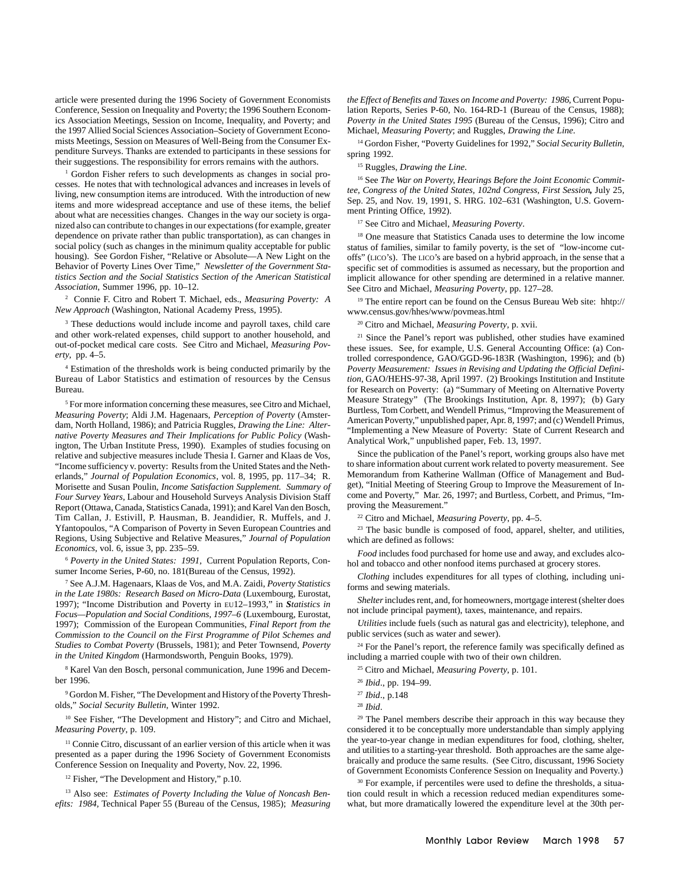article were presented during the 1996 Society of Government Economists Conference, Session on Inequality and Poverty; the 1996 Southern Economics Association Meetings, Session on Income, Inequality, and Poverty; and the 1997 Allied Social Sciences Association–Society of Government Economists Meetings, Session on Measures of Well-Being from the Consumer Expenditure Surveys. Thanks are extended to participants in these sessions for their suggestions. The responsibility for errors remains with the authors.

[1] Gordon Fisher refers to such developments as changes in social processes. He notes that with technological advances and increases in levels of living, new consumption items are introduced. With the introduction of new items and more widespread acceptance and use of these items, the belief about what are necessities changes. Changes in the way our society is organized also can contribute to changes in our expectations (for example, greater dependence on private rather than public transportation), as can changes in social policy (such as changes in the minimum quality acceptable for public housing). See Gordon Fisher, "Relative or Absolute—A New Light on the Behavior of Poverty Lines Over Time," *Newsletter of the Government Statistics Section and the Social Statistics Section of the American Statistical Association*, Summer 1996, pp. 10–12.

[2] Connie F. Citro and Robert T. Michael, eds., *Measuring Poverty: A New Approach* (Washington, National Academy Press, 1995).

[3] These deductions would include income and payroll taxes, child care and other work-related expenses, child support to another household, and out-of-pocket medical care costs. See Citro and Michael, *Measuring Poverty*, pp. 4–5.

[4] Estimation of the thresholds work is being conducted primarily by the Bureau of Labor Statistics and estimation of resources by the Census Bureau.

[5] For more information concerning these measures, see Citro and Michael, *Measuring Poverty*; Aldi J.M. Hagenaars, *Perception of Poverty* (Amsterdam, North Holland, 1986); and Patricia Ruggles, *Drawing the Line: Alternative Poverty Measures and Their Implications for Public Policy* (Washington, The Urban Institute Press, 1990). Examples of studies focusing on relative and subjective measures include Thesia I. Garner and Klaas de Vos, "Income sufficiency v. poverty: Results from the United States and the Netherlands," *Journal of Population Economics*, vol. 8, 1995, pp. 117–34; R. Morisette and Susan Poulin, *Income Satisfaction Supplement. Summary of Four Survey Years*, Labour and Household Surveys Analysis Division Staff Report (Ottawa, Canada, Statistics Canada, 1991); and Karel Van den Bosch, Tim Callan, J. Estivill, P. Hausman, B. Jeandidier, R. Muffels, and J. Yfantopoulos, "A Comparison of Poverty in Seven European Countries and Regions, Using Subjective and Relative Measures," *Journal of Population Economics*, vol. 6, issue 3, pp. 235–59.

[6] *Poverty in the United States: 1991*, Current Population Reports, Consumer Income Series, P-60, no. 181(Bureau of the Census, 1992).

[7] See A.J.M. Hagenaars, Klaas de Vos, and M.A. Zaidi, *Poverty Statistics in the Late 1980s: Research Based on Micro-Data* (Luxembourg, Eurostat, 1997); "Income Distribution and Poverty in EU12–1993," in ***Statistics in Focus—Population and Social Conditions, 1997–6*** (Luxembourg, Eurostat, 1997); Commission of the European Communities, *Final Report from the Commission to the Council on the First Programme of Pilot Schemes and Studies to Combat Poverty* (Brussels, 1981); and Peter Townsend, *Poverty in the United Kingdom* (Harmondsworth, Penguin Books, 1979).

[8] Karel Van den Bosch, personal communication, June 1996 and December 1996.

[9] Gordon M. Fisher, "The Development and History of the Poverty Thresholds," *Social Security Bulletin*, Winter 1992.

[10] See Fisher, "The Development and History"; and Citro and Michael, *Measuring Poverty*, p. 109.

[11] Connie Citro, discussant of an earlier version of this article when it was presented as a paper during the 1996 Society of Government Economists Conference Session on Inequality and Poverty, Nov. 22, 1996.

[12] Fisher, "The Development and History," p.10.

[13] Also see: *Estimates of Poverty Including the Value of Noncash Benefits: 1984*, Technical Paper 55 (Bureau of the Census, 1985); *Measuring the Effect of Benefits and Taxes on Income and Poverty: 1986*, Current Population Reports, Series P-60, No. 164-RD-1 (Bureau of the Census, 1988); *Poverty in the United States 1995* (Bureau of the Census, 1996); Citro and Michael, *Measuring Poverty*; and Ruggles, *Drawing the Line*.

[14] Gordon Fisher, "Poverty Guidelines for 1992," *Social Security Bulletin*, spring 1992.

[15] Ruggles, *Drawing the Line*.

[16] See *The War on Poverty, Hearings Before the Joint Economic Committee, Congress of the United States, 102nd Congress, First Session,* July 25, Sep. 25, and Nov. 19, 1991, S. HRG. 102–631 (Washington, U.S. Government Printing Office, 1992).

[17] See Citro and Michael, *Measuring Poverty*.

[18] One measure that Statistics Canada uses to determine the low income status of families, similar to family poverty, is the set of "low-income cutoffs" (LICO's). The LICO's are based on a hybrid approach, in the sense that a specific set of commodities is assumed as necessary, but the proportion and implicit allowance for other spending are determined in a relative manner. See Citro and Michael, *Measuring Poverty*, pp. 127–28.

[19] The entire report can be found on the Census Bureau Web site: hhtp://www.census.gov/hhes/www/povmeas.html

[20] Citro and Michael, *Measuring Poverty*, p. xvii.

[21] Since the Panel's report was published, other studies have examined these issues. See, for example, U.S. General Accounting Office: (a) Controlled correspondence, GAO/GGD-96-183R (Washington, 1996); and (b) *Poverty Measurement: Issues in Revising and Updating the Official Definition*, GAO/HEHS-97-38, April 1997. (2) Brookings Institution and Institute for Research on Poverty: (a) "Summary of Meeting on Alternative Poverty Measure Strategy" (The Brookings Institution, Apr. 8, 1997); (b) Gary Burtless, Tom Corbett, and Wendell Primus, "Improving the Measurement of American Poverty," unpublished paper, Apr. 8, 1997; and (c) Wendell Primus, "Implementing a New Measure of Poverty: State of Current Research and Analytical Work," unpublished paper, Feb. 13, 1997.

Since the publication of the Panel's report, working groups also have met to share information about current work related to poverty measurement. See Memorandum from Katherine Wallman (Office of Management and Budget), "Initial Meeting of Steering Group to Improve the Measurement of Income and Poverty," Mar. 26, 1997; and Burtless, Corbett, and Primus, "Improving the Measurement."

[22] Citro and Michael, *Measuring Poverty*, pp. 4–5.

[23] The basic bundle is composed of food, apparel, shelter, and utilities, which are defined as follows:

*Food* includes food purchased for home use and away, and excludes alcohol and tobacco and other nonfood items purchased at grocery stores.

*Clothing* includes expenditures for all types of clothing, including uniforms and sewing materials.

*Shelter* includes rent, and, for homeowners, mortgage interest (shelter does not include principal payment), taxes, maintenance, and repairs.

*Utilities* include fuels (such as natural gas and electricity), telephone, and public services (such as water and sewer).

[24] For the Panel's report, the reference family was specifically defined as including a married couple with two of their own children.

[25] Citro and Michael, *Measuring Poverty*, p. 101.

[26] *Ibid*., pp. 194–99.

[27] *Ibid*., p.148

[28] *Ibid*.

[29] The Panel members describe their approach in this way because they considered it to be conceptually more understandable than simply applying the year-to-year change in median expenditures for food, clothing, shelter, and utilities to a starting-year threshold. Both approaches are the same algebraically and produce the same results. (See Citro, discussant, 1996 Society of Government Economists Conference Session on Inequality and Poverty.)

[30] For example, if percentiles were used to define the thresholds, a situation could result in which a recession reduced median expenditures somewhat, but more dramatically lowered the expenditure level at the 30th per-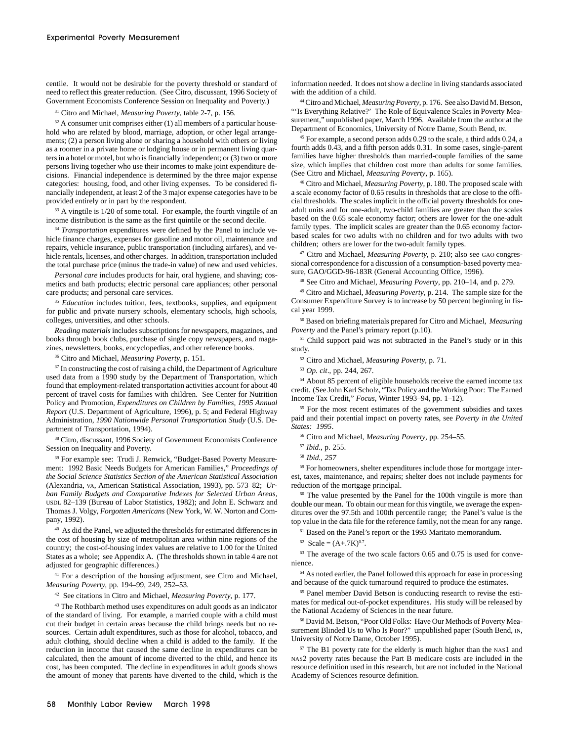centile. It would not be desirable for the poverty threshold or standard of need to reflect this greater reduction. (See Citro, discussant, 1996 Society of Government Economists Conference Session on Inequality and Poverty.)

[31] Citro and Michael, *Measuring Poverty*, table 2-7, p. 156.

[32] A consumer unit comprises either (1) all members of a particular household who are related by blood, marriage, adoption, or other legal arrangements; (2) a person living alone or sharing a household with others or living as a roomer in a private home or lodging house or in permanent living quarters in a hotel or motel, but who is financially independent; or (3) two or more persons living together who use their incomes to make joint expenditure decisions. Financial independence is determined by the three major expense categories: housing, food, and other living expenses. To be considered financially independent, at least 2 of the 3 major expense categories have to be provided entirely or in part by the respondent.

[33] A vingtile is 1/20 of some total. For example, the fourth vingtile of an income distribution is the same as the first quintile or the second decile.

[34] *Transportation* expenditures were defined by the Panel to include vehicle finance charges, expenses for gasoline and motor oil, maintenance and repairs, vehicle insurance, public transportation (including airfares), and vehicle rentals, licenses, and other charges. In addition, transportation included the total purchase price (minus the trade-in value) of new and used vehicles.

*Personal care* includes products for hair, oral hygiene, and shaving; cosmetics and bath products; electric personal care appliances; other personal care products; and personal care services.

[35] *Education* includes tuition, fees, textbooks, supplies, and equipment for public and private nursery schools, elementary schools, high schools, colleges, universities, and other schools.

*Reading materials* includes subscriptions for newspapers, magazines, and books through book clubs, purchase of single copy newspapers, and magazines, newsletters, books, encyclopedias, and other reference books.

[36] Citro and Michael, *Measuring Poverty*, p. 151.

[37] In constructing the cost of raising a child, the Department of Agriculture used data from a 1990 study by the Department of Transportation, which found that employment-related transportation activities account for about 40 percent of travel costs for families with children. See Center for Nutrition Policy and Promotion, *Expenditures on Children by Families, 1995 Annual Report* (U.S. Department of Agriculture, 1996), p. 5; and Federal Highway Administration, *1990 Nationwide Personal Transportation Study* (U.S. Department of Transportation, 1994).

[38] Citro, discussant, 1996 Society of Government Economists Conference Session on Inequality and Poverty.

[39] For example see: Trudi J. Renwick, "Budget-Based Poverty Measurement: 1992 Basic Needs Budgets for American Families," *Proceedings of the Social Science Statistics Section of the American Statistical Association* (Alexandria, VA, American Statistical Association, 1993), pp. 573–82; *Urban Family Budgets and Comparative Indexes for Selected Urban Areas*, USDL 82–139 (Bureau of Labor Statistics, 1982); and John E. Schwarz and Thomas J. Volgy, *Forgotten Americans* (New York, W. W. Norton and Company, 1992).

[40] As did the Panel, we adjusted the thresholds for estimated differences in the cost of housing by size of metropolitan area within nine regions of the country; the cost-of-housing index values are relative to 1.00 for the United States as a whole; see Appendix A. (The thresholds shown in table 4 are not adjusted for geographic differences.)

[41] For a description of the housing adjustment, see Citro and Michael, *Measuring Poverty*, pp. 194–99, 249, 252–53.

[42] See citations in Citro and Michael, *Measuring Poverty*, p. 177.

[43] The Rothbarth method uses expenditures on adult goods as an indicator of the standard of living. For example, a married couple with a child must cut their budget in certain areas because the child brings needs but no resources. Certain adult expenditures, such as those for alcohol, tobacco, and adult clothing, should decline when a child is added to the family. If the reduction in income that caused the same decline in expenditures can be calculated, then the amount of income diverted to the child, and hence its cost, has been computed. The decline in expenditures in adult goods shows the amount of money that parents have diverted to the child, which is the information needed. It does not show a decline in living standards associated with the addition of a child.

[44] Citro and Michael, *Measuring Poverty*, p. 176. See also David M. Betson, "'Is Everything Relative?' The Role of Equivalence Scales in Poverty Measurement," unpublished paper, March 1996. Available from the author at the Department of Economics, University of Notre Dame, South Bend, IN.

[45] For example, a second person adds 0.29 to the scale, a third adds 0.24, a fourth adds 0.43, and a fifth person adds 0.31. In some cases, single-parent families have higher thresholds than married-couple families of the same size, which implies that children cost more than adults for some families. (See Citro and Michael, *Measuring Poverty*, p. 165).

[46] Citro and Michael, *Measuring Poverty*, p. 180. The proposed scale with a scale economy factor of 0.65 results in thresholds that are close to the official thresholds. The scales implicit in the official poverty thresholds for one-adult units and for one-adult, two-child families are greater than the scales based on the 0.65 scale economy factor; others are lower for the one-adult family types. The implicit scales are greater than the 0.65 economy factor-based scales for two adults with no children and for two adults with two children; others are lower for the two-adult family types.

[47] Citro and Michael, *Measuring Poverty*, p. 210; also see GAO congressional correspondence for a discussion of a consumption-based poverty measure, GAO/GGD-96-183R (General Accounting Office, 1996).

[48] See Citro and Michael, *Measuring Poverty*, pp. 210–14, and p. 279.

[49] Citro and Michael, *Measuring Poverty*, p. 214. The sample size for the Consumer Expenditure Survey is to increase by 50 percent beginning in fiscal year 1999.

[50] Based on briefing materials prepared for Citro and Michael, *Measuring Poverty* and the Panel's primary report (p.10).

[51] Child support paid was not subtracted in the Panel's study or in this study.

[52] Citro and Michael, *Measuring Poverty*, p. 71.

[53] *Op. cit*., pp. 244, 267.

[54] About 85 percent of eligible households receive the earned income tax credit. (See John Karl Scholz, "Tax Policy and the Working Poor: The Earned Income Tax Credit," *Focus*, Winter 1993–94, pp. 1–12).

[55] For the most recent estimates of the government subsidies and taxes paid and their potential impact on poverty rates, see *Poverty in the United States: 1995*.

[56] Citro and Michael, *Measuring Poverty*, pp. 254–55.

[57] *Ibid*., p. 255.

[58] *Ibid., 257*

[59] For homeowners, shelter expenditures include those for mortgage interest, taxes, maintenance, and repairs; shelter does not include payments for reduction of the mortgage principal.

[60] The value presented by the Panel for the 100th vingtile is more than double our mean. To obtain our mean for this vingtile, we average the expenditures over the 97.5th and 100th percentile range; the Panel's value is the top value in the data file for the reference family, not the mean for any range.

[61] Based on the Panel's report or the 1993 Maritato memorandum.

[62] Scale = $(A+.7K)^{0.7}$.

[63] The average of the two scale factors 0.65 and 0.75 is used for convenience.

[64] As noted earlier, the Panel followed this approach for ease in processing and because of the quick turnaround required to produce the estimates.

[65] Panel member David Betson is conducting research to revise the estimates for medical out-of-pocket expenditures. His study will be released by the National Academy of Sciences in the near future.

[66] David M. Betson, "Poor Old Folks: Have Our Methods of Poverty Measurement Blinded Us to Who Is Poor?" unpublished paper (South Bend, IN, University of Notre Dame, October 1995).

[67] The B1 poverty rate for the elderly is much higher than the NAS1 and NAS2 poverty rates because the Part B medicare costs are included in the resource definition used in this research, but are not included in the National Academy of Sciences resource definition.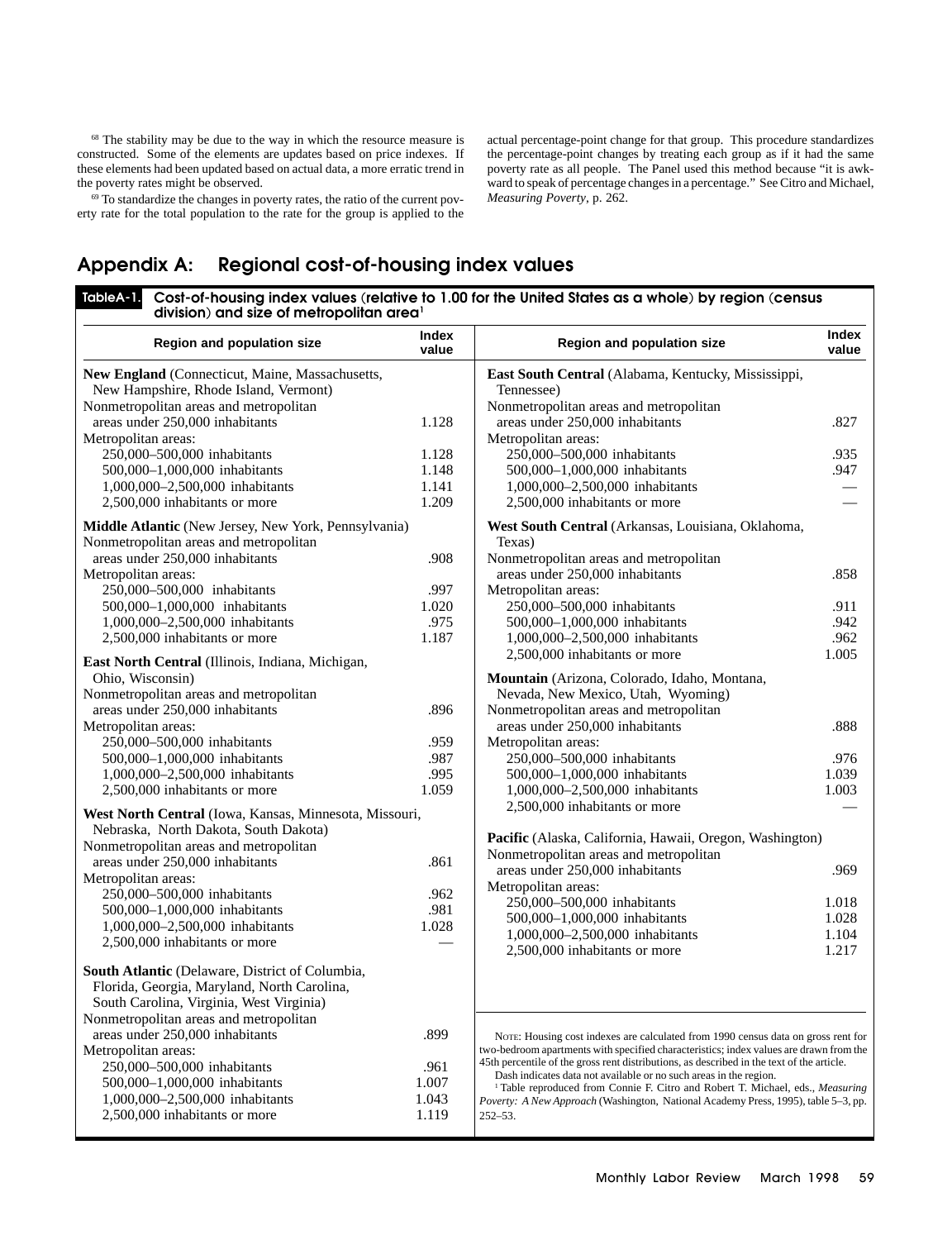[68] The stability may be due to the way in which the resource measure is constructed. Some of the elements are updates based on price indexes. If these elements had been updated based on actual data, a more erratic trend in the poverty rates might be observed.

[69] To standardize the changes in poverty rates, the ratio of the current poverty rate for the total population to the rate for the group is applied to the actual percentage-point change for that group. This procedure standardizes the percentage-point changes by treating each group as if it had the same poverty rate as all people. The Panel used this method because "it is awkward to speak of percentage changes in a percentage." See Citro and Michael, *Measuring Poverty*, p. 262.

## Appendix A: Regional cost-of-housing index values

**Table A-1. Cost-of-housing index values (relative to 1.00 for the United States as a whole) by region (census division) and size of metropolitan area[1]**

| Region and population size | Index value |
|---|---|
| **New England** (Connecticut, Maine, Massachusetts, New Hampshire, Rhode Island, Vermont) | |
| Nonmetropolitan areas and metropolitan areas under 250,000 inhabitants | 1.128 |
| Metropolitan areas: | |
| 250,000–500,000 inhabitants | 1.128 |
| 500,000–1,000,000 inhabitants | 1.148 |
| 1,000,000–2,500,000 inhabitants | 1.141 |
| 2,500,000 inhabitants or more | 1.209 |
| **Middle Atlantic** (New Jersey, New York, Pennsylvania) | |
| Nonmetropolitan areas and metropolitan areas under 250,000 inhabitants | .908 |
| Metropolitan areas: | |
| 250,000–500,000 inhabitants | .997 |
| 500,000–1,000,000 inhabitants | 1.020 |
| 1,000,000–2,500,000 inhabitants | .975 |
| 2,500,000 inhabitants or more | 1.187 |
| **East North Central** (Illinois, Indiana, Michigan, Ohio, Wisconsin) | |
| Nonmetropolitan areas and metropolitan areas under 250,000 inhabitants | .896 |
| Metropolitan areas: | |
| 250,000–500,000 inhabitants | .959 |
| 500,000–1,000,000 inhabitants | .987 |
| 1,000,000–2,500,000 inhabitants | .995 |
| 2,500,000 inhabitants or more | 1.059 |
| **West North Central** (Iowa, Kansas, Minnesota, Missouri, Nebraska, North Dakota, South Dakota) | |
| Nonmetropolitan areas and metropolitan areas under 250,000 inhabitants | .861 |
| Metropolitan areas: | |
| 250,000–500,000 inhabitants | .962 |
| 500,000–1,000,000 inhabitants | .981 |
| 1,000,000–2,500,000 inhabitants | 1.028 |
| 2,500,000 inhabitants or more | — |
| **South Atlantic** (Delaware, District of Columbia, Florida, Georgia, Maryland, North Carolina, South Carolina, Virginia, West Virginia) | |
| Nonmetropolitan areas and metropolitan areas under 250,000 inhabitants | .899 |
| Metropolitan areas: | |
| 250,000–500,000 inhabitants | .961 |
| 500,000–1,000,000 inhabitants | 1.007 |
| 1,000,000–2,500,000 inhabitants | 1.043 |
| 2,500,000 inhabitants or more | 1.119 |
| **East South Central** (Alabama, Kentucky, Mississippi, Tennessee) | |
| Nonmetropolitan areas and metropolitan areas under 250,000 inhabitants | .827 |
| Metropolitan areas: | |
| 250,000–500,000 inhabitants | .935 |
| 500,000–1,000,000 inhabitants | .947 |
| 1,000,000–2,500,000 inhabitants | — |
| 2,500,000 inhabitants or more | — |
| **West South Central** (Arkansas, Louisiana, Oklahoma, Texas) | |
| Nonmetropolitan areas and metropolitan areas under 250,000 inhabitants | .858 |
| Metropolitan areas: | |
| 250,000–500,000 inhabitants | .911 |
| 500,000–1,000,000 inhabitants | .942 |
| 1,000,000–2,500,000 inhabitants | .962 |
| 2,500,000 inhabitants or more | 1.005 |
| **Mountain** (Arizona, Colorado, Idaho, Montana, Nevada, New Mexico, Utah, Wyoming) | |
| Nonmetropolitan areas and metropolitan areas under 250,000 inhabitants | .888 |
| Metropolitan areas: | |
| 250,000–500,000 inhabitants | .976 |
| 500,000–1,000,000 inhabitants | 1.039 |
| 1,000,000–2,500,000 inhabitants | 1.003 |
| 2,500,000 inhabitants or more | — |
| **Pacific** (Alaska, California, Hawaii, Oregon, Washington) | |
| Nonmetropolitan areas and metropolitan areas under 250,000 inhabitants | .969 |
| Metropolitan areas: | |
| 250,000–500,000 inhabitants | 1.018 |
| 500,000–1,000,000 inhabitants | 1.028 |
| 1,000,000–2,500,000 inhabitants | 1.104 |
| 2,500,000 inhabitants or more | 1.217 |

NOTE: Housing cost indexes are calculated from 1990 census data on gross rent for two-bedroom apartments with specified characteristics; index values are drawn from the 45th percentile of the gross rent distributions, as described in the text of the article.

Dash indicates data not available or no such areas in the region.

[1] Table reproduced from Connie F. Citro and Robert T. Michael, eds., *Measuring Poverty: A New Approach* (Washington, National Academy Press, 1995), table 5–3, pp. 252–53.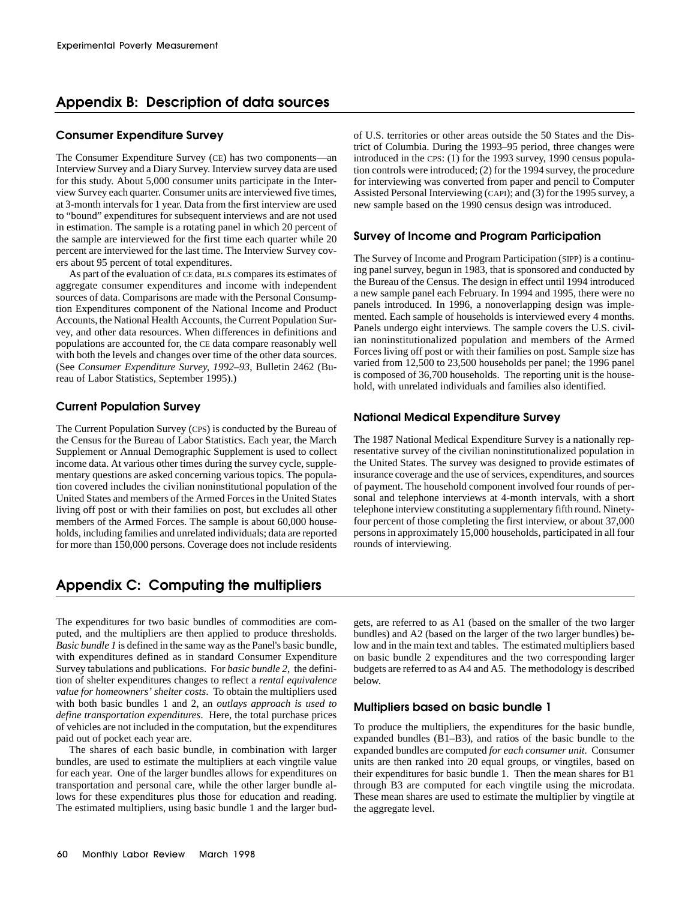## Appendix B: Description of data sources

### Consumer Expenditure Survey

The Consumer Expenditure Survey (CE) has two components—an Interview Survey and a Diary Survey. Interview survey data are used for this study. About 5,000 consumer units participate in the Interview Survey each quarter. Consumer units are interviewed five times, at 3-month intervals for 1 year. Data from the first interview are used to "bound" expenditures for subsequent interviews and are not used in estimation. The sample is a rotating panel in which 20 percent of the sample are interviewed for the first time each quarter while 20 percent are interviewed for the last time. The Interview Survey covers about 95 percent of total expenditures.

As part of the evaluation of CE data, BLS compares its estimates of aggregate consumer expenditures and income with independent sources of data. Comparisons are made with the Personal Consumption Expenditures component of the National Income and Product Accounts, the National Health Accounts, the Current Population Survey, and other data resources. When differences in definitions and populations are accounted for, the CE data compare reasonably well with both the levels and changes over time of the other data sources. (See *Consumer Expenditure Survey, 1992–93*, Bulletin 2462 (Bureau of Labor Statistics, September 1995).)

### Current Population Survey

The Current Population Survey (CPS) is conducted by the Bureau of the Census for the Bureau of Labor Statistics. Each year, the March Supplement or Annual Demographic Supplement is used to collect income data. At various other times during the survey cycle, supplementary questions are asked concerning various topics. The population covered includes the civilian noninstitutional population of the United States and members of the Armed Forces in the United States living off post or with their families on post, but excludes all other members of the Armed Forces. The sample is about 60,000 households, including families and unrelated individuals; data are reported for more than 150,000 persons. Coverage does not include residents of U.S. territories or other areas outside the 50 States and the District of Columbia. During the 1993–95 period, three changes were introduced in the CPS: (1) for the 1993 survey, 1990 census population controls were introduced; (2) for the 1994 survey, the procedure for interviewing was converted from paper and pencil to Computer Assisted Personal Interviewing (CAPI); and (3) for the 1995 survey, a new sample based on the 1990 census design was introduced.

### Survey of Income and Program Participation

The Survey of Income and Program Participation (SIPP) is a continuing panel survey, begun in 1983, that is sponsored and conducted by the Bureau of the Census. The design in effect until 1994 introduced a new sample panel each February. In 1994 and 1995, there were no panels introduced. In 1996, a nonoverlapping design was implemented. Each sample of households is interviewed every 4 months. Panels undergo eight interviews. The sample covers the U.S. civilian noninstitutionalized population and members of the Armed Forces living off post or with their families on post. Sample size has varied from 12,500 to 23,500 households per panel; the 1996 panel is composed of 36,700 households. The reporting unit is the household, with unrelated individuals and families also identified.

### National Medical Expenditure Survey

The 1987 National Medical Expenditure Survey is a nationally representative survey of the civilian noninstitutionalized population in the United States. The survey was designed to provide estimates of insurance coverage and the use of services, expenditures, and sources of payment. The household component involved four rounds of personal and telephone interviews at 4-month intervals, with a short telephone interview constituting a supplementary fifth round. Ninety-four percent of those completing the first interview, or about 37,000 persons in approximately 15,000 households, participated in all four rounds of interviewing.

## Appendix C: Computing the multipliers

The expenditures for two basic bundles of commodities are computed, and the multipliers are then applied to produce thresholds. *Basic bundle 1* is defined in the same way as the Panel's basic bundle, with expenditures defined as in standard Consumer Expenditure Survey tabulations and publications. For *basic bundle 2,* the definition of shelter expenditures changes to reflect a *rental equivalence value for homeowners' shelter costs*. To obtain the multipliers used with both basic bundles 1 and 2, an *outlays approach is used to define transportation expenditures*. Here, the total purchase prices of vehicles are not included in the computation, but the expenditures paid out of pocket each year are.

The shares of each basic bundle, in combination with larger bundles, are used to estimate the multipliers at each vingtile value for each year. One of the larger bundles allows for expenditures on transportation and personal care, while the other larger bundle allows for these expenditures plus those for education and reading. The estimated multipliers, using basic bundle 1 and the larger budgets, are referred to as A1 (based on the smaller of the two larger bundles) and A2 (based on the larger of the two larger bundles) below and in the main text and tables. The estimated multipliers based on basic bundle 2 expenditures and the two corresponding larger budgets are referred to as A4 and A5. The methodology is described below.

### Multipliers based on basic bundle 1

To produce the multipliers, the expenditures for the basic bundle, expanded bundles (B1–B3), and ratios of the basic bundle to the expanded bundles are computed *for each consumer unit.* Consumer units are then ranked into 20 equal groups, or vingtiles, based on their expenditures for basic bundle 1. Then the mean shares for B1 through B3 are computed for each vingtile using the microdata. These mean shares are used to estimate the multiplier by vingtile at the aggregate level.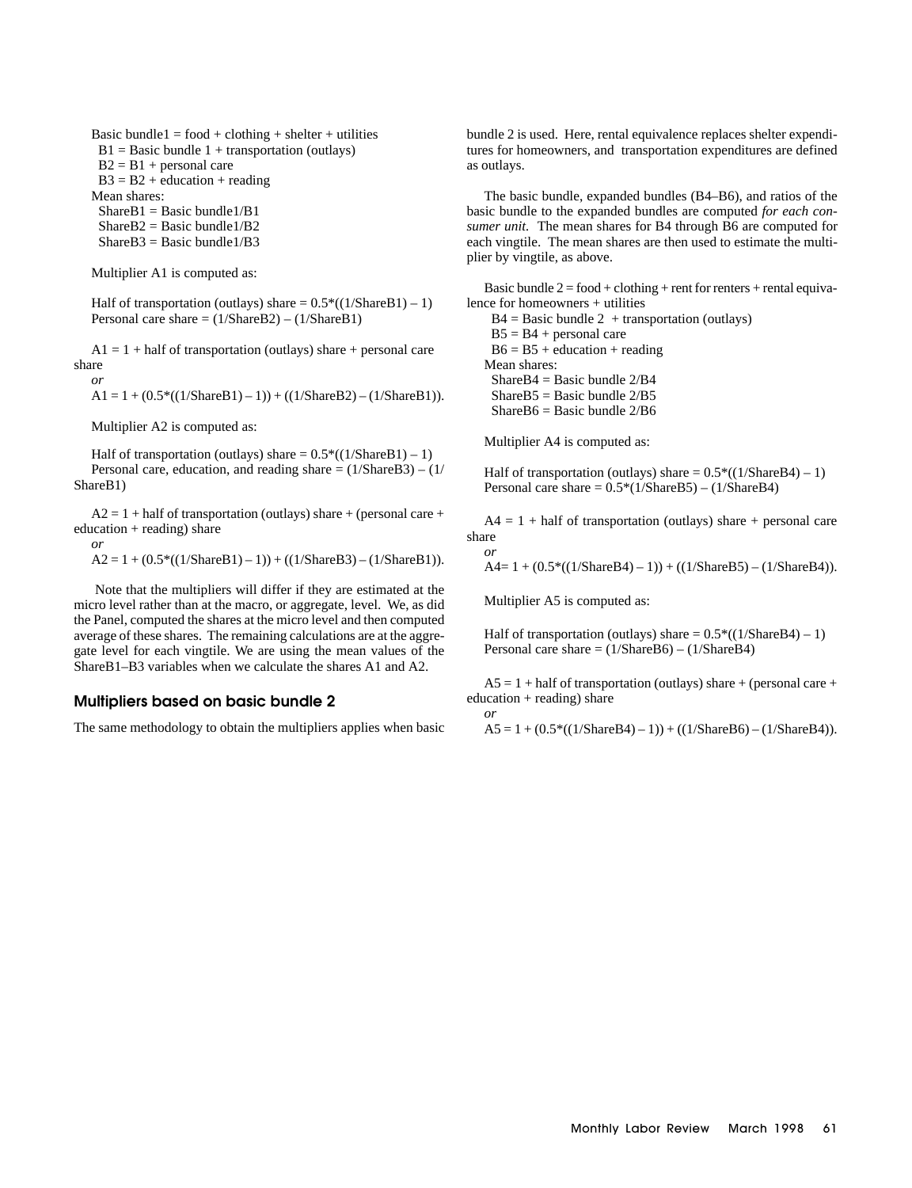Basic bundle1 = food + clothing + shelter + utilities
B1 = Basic bundle 1 + transportation (outlays)
B2 = B1 + personal care
B3 = B2 + education + reading
Mean shares:
ShareB1 = Basic bundle1/B1
ShareB2 = Basic bundle1/B2
ShareB3 = Basic bundle1/B3

Multiplier A1 is computed as:

Half of transportation (outlays) share = 0.5*((1/ShareB1) – 1)
Personal care share = (1/ShareB2) – (1/ShareB1)

A1 = 1 + half of transportation (outlays) share + personal care share
*or*
A1 = 1 + (0.5*((1/ShareB1) – 1)) + ((1/ShareB2) – (1/ShareB1)).

Multiplier A2 is computed as:

Half of transportation (outlays) share = 0.5*((1/ShareB1) – 1)
Personal care, education, and reading share = (1/ShareB3) – (1/ShareB1)

A2 = 1 + half of transportation (outlays) share + (personal care + education + reading) share
*or*
A2 = 1 + (0.5*((1/ShareB1) – 1)) + ((1/ShareB3) – (1/ShareB1)).

Note that the multipliers will differ if they are estimated at the micro level rather than at the macro, or aggregate, level. We, as did the Panel, computed the shares at the micro level and then computed average of these shares. The remaining calculations are at the aggregate level for each vingtile. We are using the mean values of the ShareB1–B3 variables when we calculate the shares A1 and A2.

## Multipliers based on basic bundle 2

The same methodology to obtain the multipliers applies when basic bundle 2 is used. Here, rental equivalence replaces shelter expenditures for homeowners, and transportation expenditures are defined as outlays.

The basic bundle, expanded bundles (B4–B6), and ratios of the basic bundle to the expanded bundles are computed *for each consumer unit*. The mean shares for B4 through B6 are computed for each vingtile. The mean shares are then used to estimate the multiplier by vingtile, as above.

Basic bundle 2 = food + clothing + rent for renters + rental equivalence for homeowners + utilities
B4 = Basic bundle 2 + transportation (outlays)
B5 = B4 + personal care
B6 = B5 + education + reading
Mean shares:
ShareB4 = Basic bundle 2/B4
ShareB5 = Basic bundle 2/B5
ShareB6 = Basic bundle 2/B6

Multiplier A4 is computed as:

Half of transportation (outlays) share = 0.5*((1/ShareB4) – 1)
Personal care share = 0.5*(1/ShareB5) – (1/ShareB4)

A4 = 1 + half of transportation (outlays) share + personal care share
*or*
A4= 1 + (0.5*((1/ShareB4) – 1)) + ((1/ShareB5) – (1/ShareB4)).

Multiplier A5 is computed as:

Half of transportation (outlays) share = 0.5*((1/ShareB4) – 1)
Personal care share = (1/ShareB6) – (1/ShareB4)

A5 = 1 + half of transportation (outlays) share + (personal care + education + reading) share
*or*
A5 = 1 + (0.5*((1/ShareB4) – 1)) + ((1/ShareB6) – (1/ShareB4)).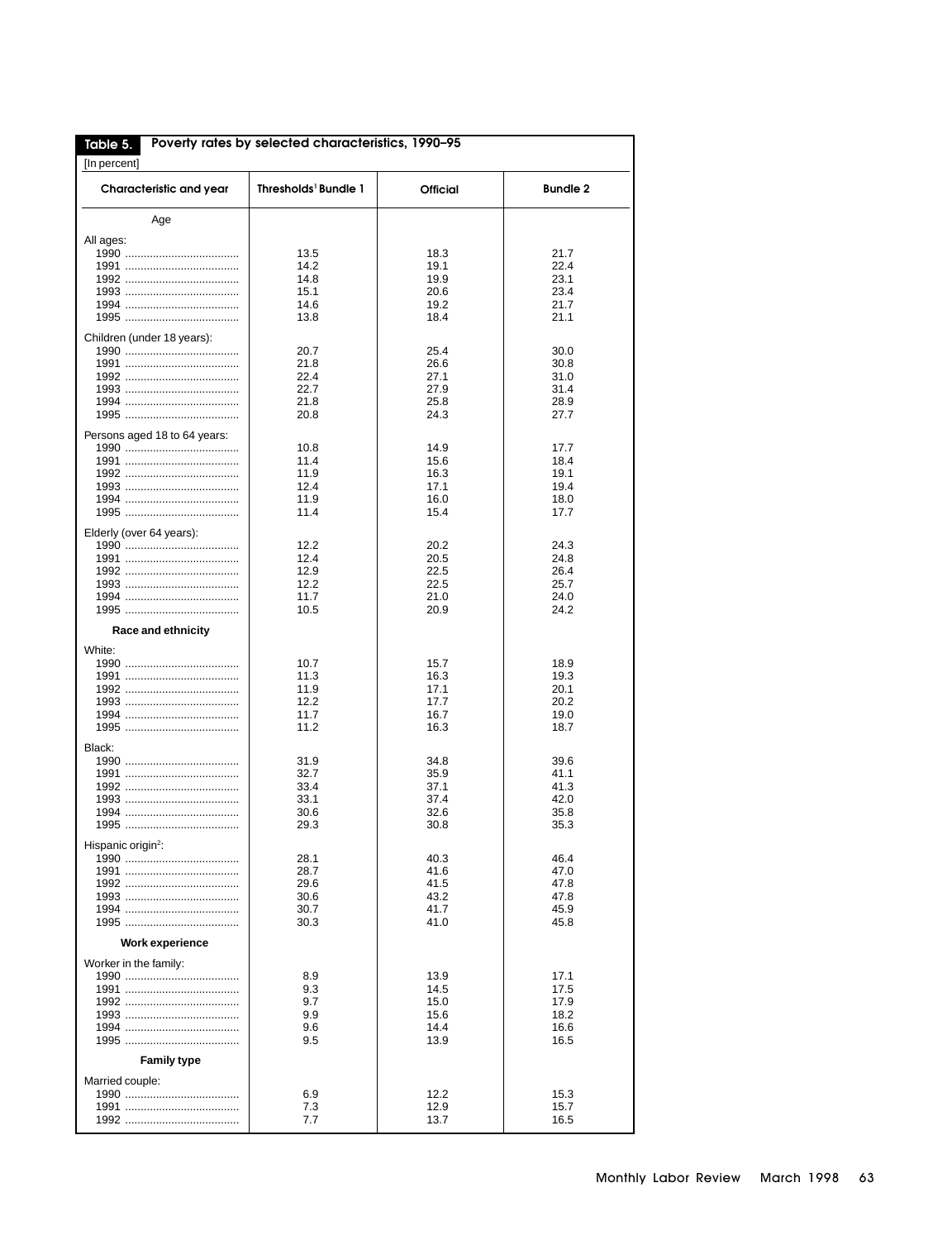**Table 5. Poverty rates by selected characteristics, 1990–95**

[In percent]

| Characteristic and year | Thresholds[1] Bundle 1 | Official | Bundle 2 |
|---|---|---|---|
| **Age** | | | |
| All ages: | | | |
| 1990 | 13.5 | 18.3 | 21.7 |
| 1991 | 14.2 | 19.1 | 22.4 |
| 1992 | 14.8 | 19.9 | 23.1 |
| 1993 | 15.1 | 20.6 | 23.4 |
| 1994 | 14.6 | 19.2 | 21.7 |
| 1995 | 13.8 | 18.4 | 21.1 |
| Children (under 18 years): | | | |
| 1990 | 20.7 | 25.4 | 30.0 |
| 1991 | 21.8 | 26.6 | 30.8 |
| 1992 | 22.4 | 27.1 | 31.0 |
| 1993 | 22.7 | 27.9 | 31.4 |
| 1994 | 21.8 | 25.8 | 28.9 |
| 1995 | 20.8 | 24.3 | 27.7 |
| Persons aged 18 to 64 years: | | | |
| 1990 | 10.8 | 14.9 | 17.7 |
| 1991 | 11.4 | 15.6 | 18.4 |
| 1992 | 11.9 | 16.3 | 19.1 |
| 1993 | 12.4 | 17.1 | 19.4 |
| 1994 | 11.9 | 16.0 | 18.0 |
| 1995 | 11.4 | 15.4 | 17.7 |
| Elderly (over 64 years): | | | |
| 1990 | 12.2 | 20.2 | 24.3 |
| 1991 | 12.4 | 20.5 | 24.8 |
| 1992 | 12.9 | 22.5 | 26.4 |
| 1993 | 12.2 | 22.5 | 25.7 |
| 1994 | 11.7 | 21.0 | 24.0 |
| 1995 | 10.5 | 20.9 | 24.2 |
| **Race and ethnicity** | | | |
| White: | | | |
| 1990 | 10.7 | 15.7 | 18.9 |
| 1991 | 11.3 | 16.3 | 19.3 |
| 1992 | 11.9 | 17.1 | 20.1 |
| 1993 | 12.2 | 17.7 | 20.2 |
| 1994 | 11.7 | 16.7 | 19.0 |
| 1995 | 11.2 | 16.3 | 18.7 |
| Black: | | | |
| 1990 | 31.9 | 34.8 | 39.6 |
| 1991 | 32.7 | 35.9 | 41.1 |
| 1992 | 33.4 | 37.1 | 41.3 |
| 1993 | 33.1 | 37.4 | 42.0 |
| 1994 | 30.6 | 32.6 | 35.8 |
| 1995 | 29.3 | 30.8 | 35.3 |
| Hispanic origin[2]: | | | |
| 1990 | 28.1 | 40.3 | 46.4 |
| 1991 | 28.7 | 41.6 | 47.0 |
| 1992 | 29.6 | 41.5 | 47.8 |
| 1993 | 30.6 | 43.2 | 47.8 |
| 1994 | 30.7 | 41.7 | 45.9 |
| 1995 | 30.3 | 41.0 | 45.8 |
| **Work experience** | | | |
| Worker in the family: | | | |
| 1990 | 8.9 | 13.9 | 17.1 |
| 1991 | 9.3 | 14.5 | 17.5 |
| 1992 | 9.7 | 15.0 | 17.9 |
| 1993 | 9.9 | 15.6 | 18.2 |
| 1994 | 9.6 | 14.4 | 16.6 |
| 1995 | 9.5 | 13.9 | 16.5 |
| **Family type** | | | |
| Married couple: | | | |
| 1990 | 6.9 | 12.2 | 15.3 |
| 1991 | 7.3 | 12.9 | 15.7 |
| 1992 | 7.7 | 13.7 | 16.5 |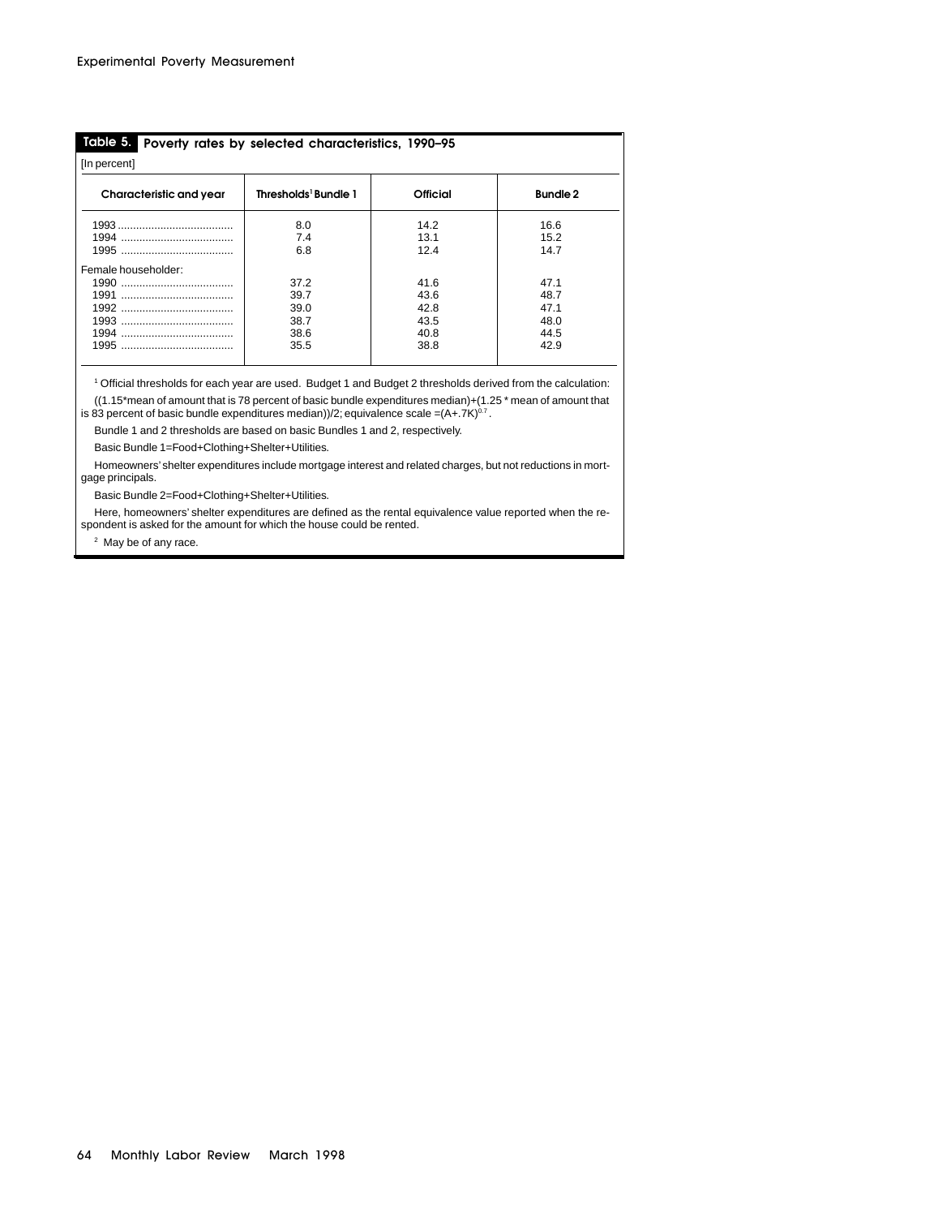**Table 5. Poverty rates by selected characteristics, 1990–95**

[In percent]

| Characteristic and year | Thresholds[1] Bundle 1 | Official | Bundle 2 |
|---|---|---|---|
| 1993 | 8.0 | 14.2 | 16.6 |
| 1994 | 7.4 | 13.1 | 15.2 |
| 1995 | 6.8 | 12.4 | 14.7 |
| Female householder: | | | |
| 1990 | 37.2 | 41.6 | 47.1 |
| 1991 | 39.7 | 43.6 | 48.7 |
| 1992 | 39.0 | 42.8 | 47.1 |
| 1993 | 38.7 | 43.5 | 48.0 |
| 1994 | 38.6 | 40.8 | 44.5 |
| 1995 | 35.5 | 38.8 | 42.9 |

[1] Official thresholds for each year are used. Budget 1 and Budget 2 thresholds derived from the calculation:

((1.15*mean of amount that is 78 percent of basic bundle expenditures median)+(1.25 * mean of amount that is 83 percent of basic bundle expenditures median))/2; equivalence scale $=(A+.7K)^{0.7}$.

Bundle 1 and 2 thresholds are based on basic Bundles 1 and 2, respectively.

Basic Bundle 1=Food+Clothing+Shelter+Utilities.

Homeowners' shelter expenditures include mortgage interest and related charges, but not reductions in mortgage principals.

Basic Bundle 2=Food+Clothing+Shelter+Utilities.

Here, homeowners' shelter expenditures are defined as the rental equivalence value reported when the respondent is asked for the amount for which the house could be rented.

[2] May be of any race.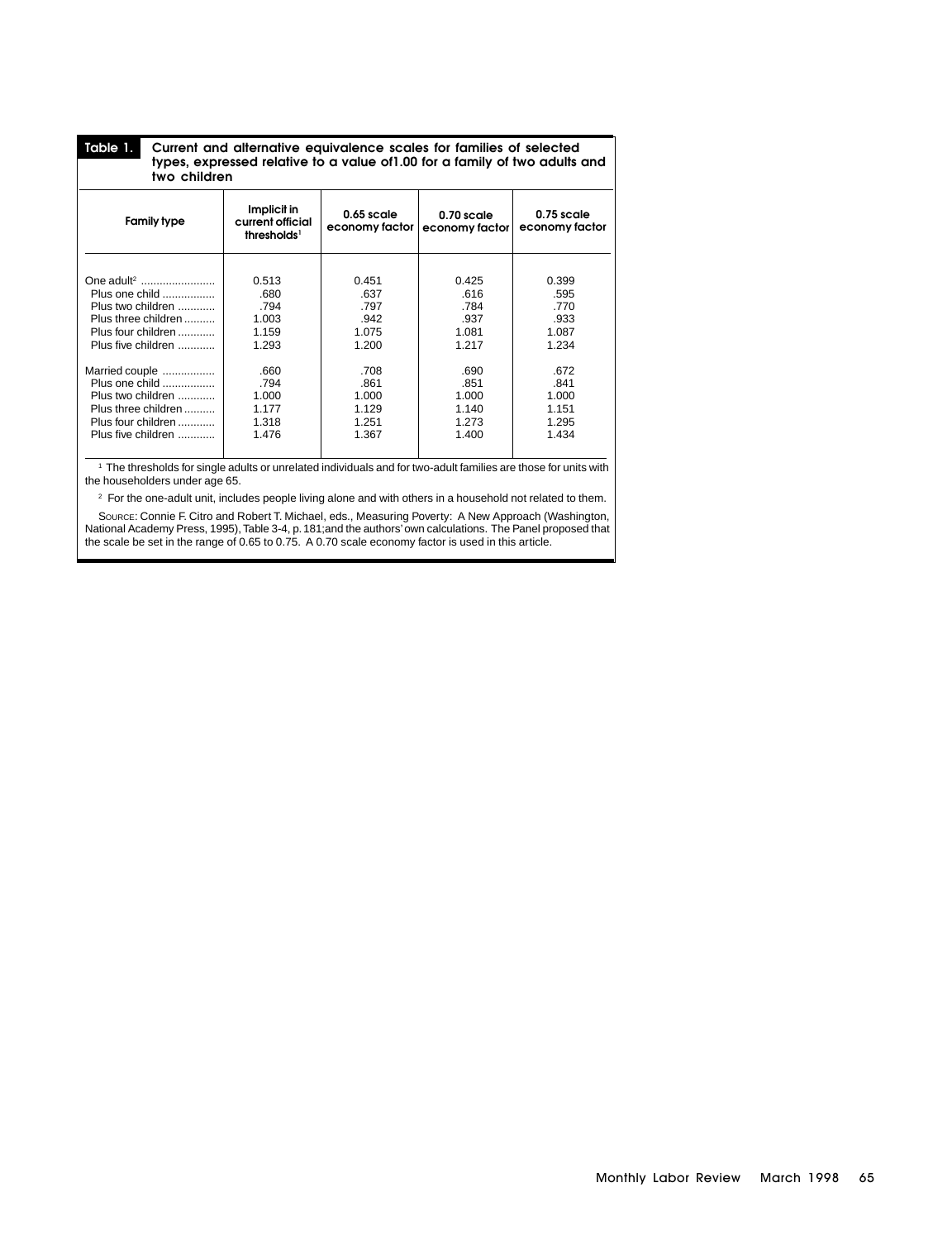**Table 1. Current and alternative equivalence scales for families of selected types, expressed relative to a value of1.00 for a family of two adults and two children**

| Family type | Implicit in current official thresholds[1] | 0.65 scale economy factor | 0.70 scale economy factor | 0.75 scale economy factor |
|---|---|---|---|---|
| One adult[2] | 0.513 | 0.451 | 0.425 | 0.399 |
| Plus one child | .680 | .637 | .616 | .595 |
| Plus two children | .794 | .797 | .784 | .770 |
| Plus three children | 1.003 | .942 | .937 | .933 |
| Plus four children | 1.159 | 1.075 | 1.081 | 1.087 |
| Plus five children | 1.293 | 1.200 | 1.217 | 1.234 |
| Married couple | .660 | .708 | .690 | .672 |
| Plus one child | .794 | .861 | .851 | .841 |
| Plus two children | 1.000 | 1.000 | 1.000 | 1.000 |
| Plus three children | 1.177 | 1.129 | 1.140 | 1.151 |
| Plus four children | 1.318 | 1.251 | 1.273 | 1.295 |
| Plus five children | 1.476 | 1.367 | 1.400 | 1.434 |

[1] The thresholds for single adults or unrelated individuals and for two-adult families are those for units with the householders under age 65.

[2] For the one-adult unit, includes people living alone and with others in a household not related to them.

SOURCE: Connie F. Citro and Robert T. Michael, eds., Measuring Poverty: A New Approach (Washington, National Academy Press, 1995), Table 3-4, p. 181;and the authors' own calculations. The Panel proposed that the scale be set in the range of 0.65 to 0.75. A 0.70 scale economy factor is used in this article.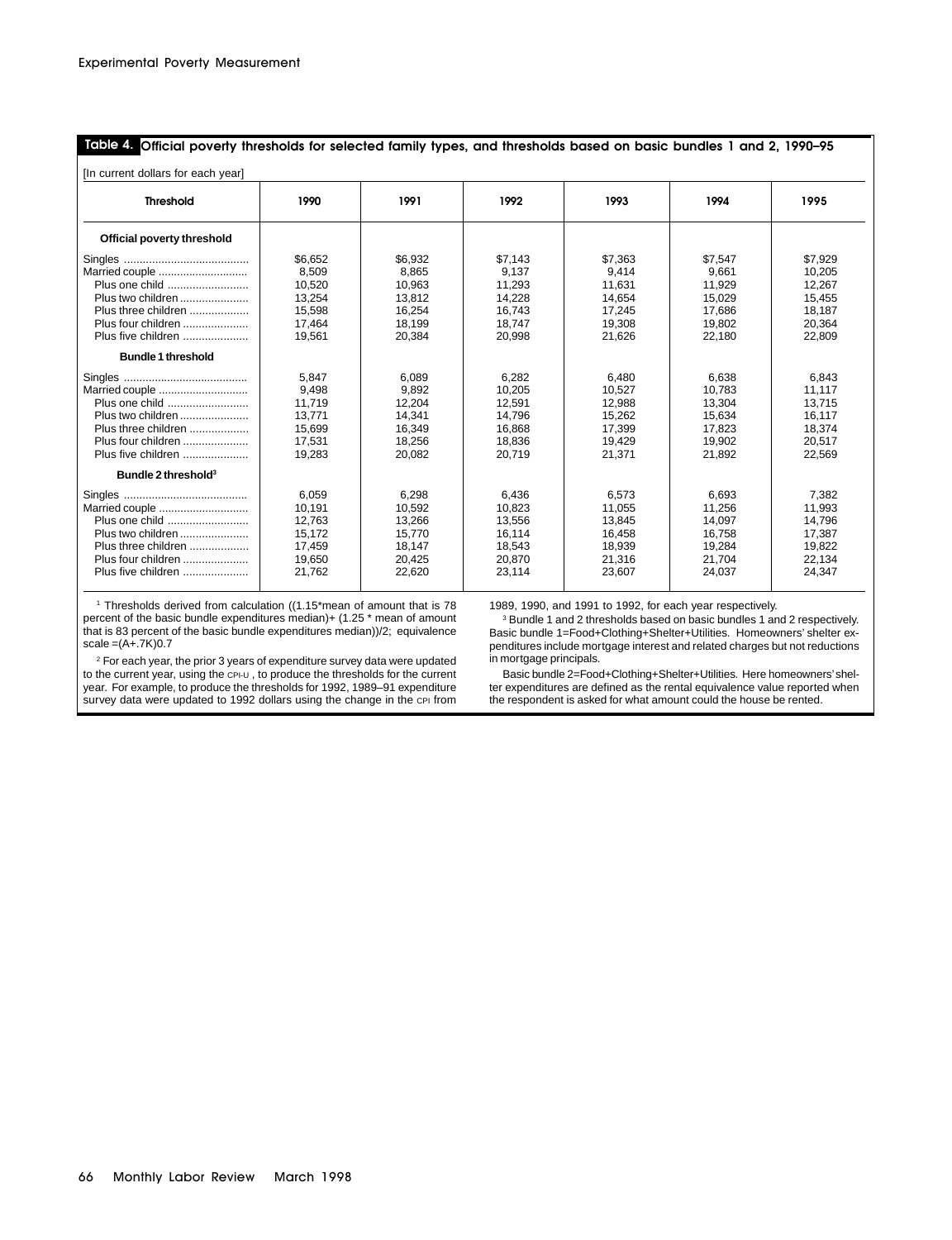**Table 4. Official poverty thresholds for selected family types, and thresholds based on basic bundles 1 and 2, 1990–95**

[In current dollars for each year]

| Threshold | 1990 | 1991 | 1992 | 1993 | 1994 | 1995 |
|---|---|---|---|---|---|---|
| **Official poverty threshold** | | | | | | |
| Singles | $6,652 | $6,932 | $7,143 | $7,363 | $7,547 | $7,929 |
| Married couple | 8,509 | 8,865 | 9,137 | 9,414 | 9,661 | 10,205 |
| Plus one child | 10,520 | 10,963 | 11,293 | 11,631 | 11,929 | 12,267 |
| Plus two children | 13,254 | 13,812 | 14,228 | 14,654 | 15,029 | 15,455 |
| Plus three children | 15,598 | 16,254 | 16,743 | 17,245 | 17,686 | 18,187 |
| Plus four children | 17,464 | 18,199 | 18,747 | 19,308 | 19,802 | 20,364 |
| Plus five children | 19,561 | 20,384 | 20,998 | 21,626 | 22,180 | 22,809 |
| **Bundle 1 threshold** | | | | | | |
| Singles | 5,847 | 6,089 | 6,282 | 6,480 | 6,638 | 6,843 |
| Married couple | 9,498 | 9,892 | 10,205 | 10,527 | 10,783 | 11,117 |
| Plus one child | 11,719 | 12,204 | 12,591 | 12,988 | 13,304 | 13,715 |
| Plus two children | 13,771 | 14,341 | 14,796 | 15,262 | 15,634 | 16,117 |
| Plus three children | 15,699 | 16,349 | 16,868 | 17,399 | 17,823 | 18,374 |
| Plus four children | 17,531 | 18,256 | 18,836 | 19,429 | 19,902 | 20,517 |
| Plus five children | 19,283 | 20,082 | 20,719 | 21,371 | 21,892 | 22,569 |
| **Bundle 2 threshold**[3] | | | | | | |
| Singles | 6,059 | 6,298 | 6,436 | 6,573 | 6,693 | 7,382 |
| Married couple | 10,191 | 10,592 | 10,823 | 11,055 | 11,256 | 11,993 |
| Plus one child | 12,763 | 13,266 | 13,556 | 13,845 | 14,097 | 14,796 |
| Plus two children | 15,172 | 15,770 | 16,114 | 16,458 | 16,758 | 17,387 |
| Plus three children | 17,459 | 18,147 | 18,543 | 18,939 | 19,284 | 19,822 |
| Plus four children | 19,650 | 20,425 | 20,870 | 21,316 | 21,704 | 22,134 |
| Plus five children | 21,762 | 22,620 | 23,114 | 23,607 | 24,037 | 24,347 |

[1] Thresholds derived from calculation ((1.15*mean of amount that is 78 percent of the basic bundle expenditures median)+ (1.25 * mean of amount that is 83 percent of the basic bundle expenditures median))/2; equivalence scale =(A+.7K)0.7

[2] For each year, the prior 3 years of expenditure survey data were updated to the current year, using the CPI-U, to produce the thresholds for the current year. For example, to produce the thresholds for 1992, 1989–91 expenditure survey data were updated to 1992 dollars using the change in the CPI from 1989, 1990, and 1991 to 1992, for each year respectively.

[3] Bundle 1 and 2 thresholds based on basic bundles 1 and 2 respectively. Basic bundle 1=Food+Clothing+Shelter+Utilities. Homeowners' shelter expenditures include mortgage interest and related charges but not reductions in mortgage principals.

Basic bundle 2=Food+Clothing+Shelter+Utilities. Here homeowners' shelter expenditures are defined as the rental equivalence value reported when the respondent is asked for what amount could the house be rented.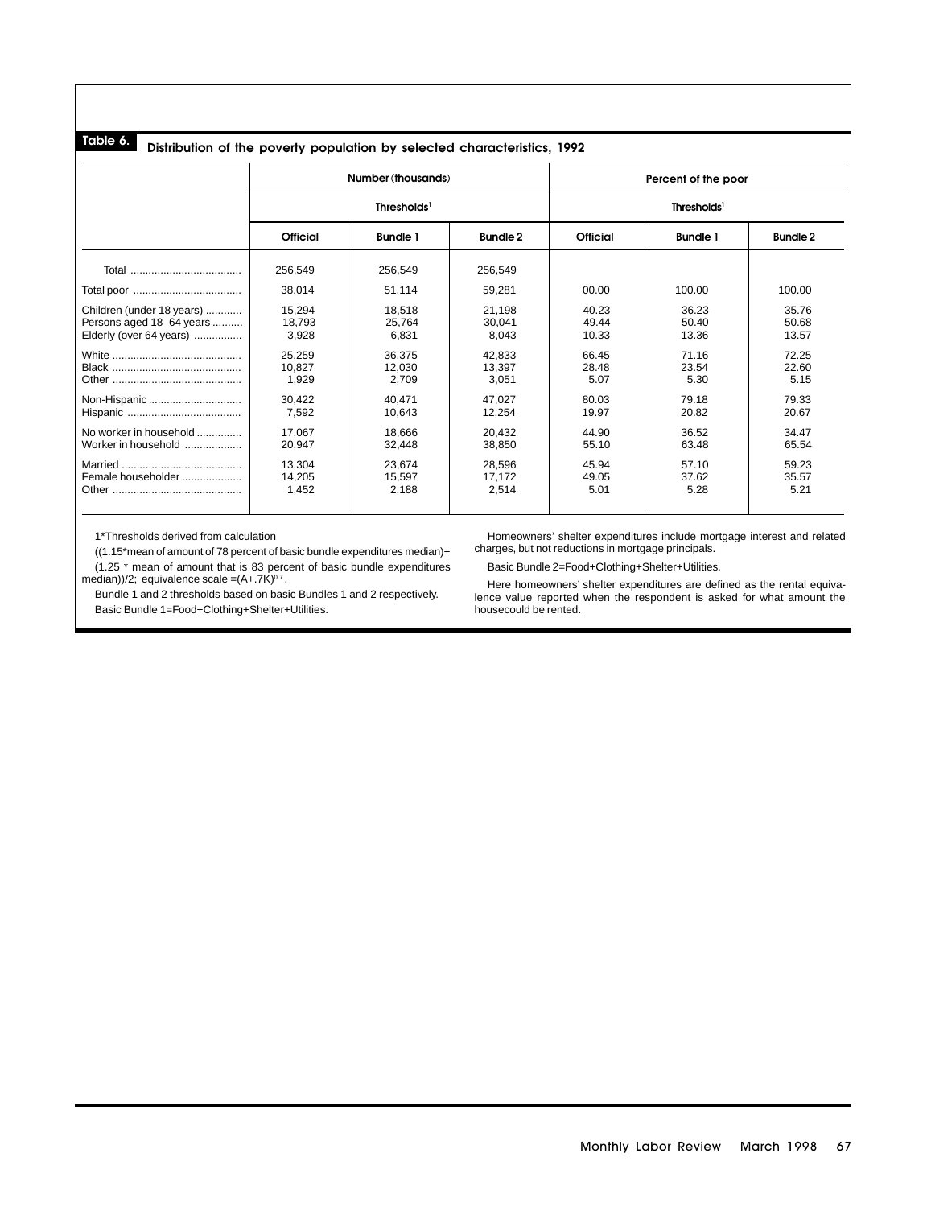**Table 6. Distribution of the poverty population by selected characteristics, 1992**

| | Number (thousands) | | | Percent of the poor | | |
|---|---|---|---|---|---|---|
| | Thresholds[1] | | | Thresholds[1] | | |
| | Official | Bundle 1 | Bundle 2 | Official | Bundle 1 | Bundle 2 |
| Total | 256,549 | 256,549 | 256,549 | | | |
| Total poor | 38,014 | 51,114 | 59,281 | 00.00 | 100.00 | 100.00 |
| Children (under 18 years) | 15,294 | 18,518 | 21,198 | 40.23 | 36.23 | 35.76 |
| Persons aged 18–64 years | 18,793 | 25,764 | 30,041 | 49.44 | 50.40 | 50.68 |
| Elderly (over 64 years) | 3,928 | 6,831 | 8,043 | 10.33 | 13.36 | 13.57 |
| White | 25,259 | 36,375 | 42,833 | 66.45 | 71.16 | 72.25 |
| Black | 10,827 | 12,030 | 13,397 | 28.48 | 23.54 | 22.60 |
| Other | 1,929 | 2,709 | 3,051 | 5.07 | 5.30 | 5.15 |
| Non-Hispanic | 30,422 | 40,471 | 47,027 | 80.03 | 79.18 | 79.33 |
| Hispanic | 7,592 | 10,643 | 12,254 | 19.97 | 20.82 | 20.67 |
| No worker in household | 17,067 | 18,666 | 20,432 | 44.90 | 36.52 | 34.47 |
| Worker in household | 20,947 | 32,448 | 38,850 | 55.10 | 63.48 | 65.54 |
| Married | 13,304 | 23,674 | 28,596 | 45.94 | 57.10 | 59.23 |
| Female householder | 14,205 | 15,597 | 17,172 | 49.05 | 37.62 | 35.57 |
| Other | 1,452 | 2,188 | 2,514 | 5.01 | 5.28 | 5.21 |

1*Thresholds derived from calculation

((1.15*mean of amount of 78 percent of basic bundle expenditures median)+

(1.25 * mean of amount that is 83 percent of basic bundle expenditures median))/2; equivalence scale $=(A+.7K)^{0.7}$.

Bundle 1 and 2 thresholds based on basic Bundles 1 and 2 respectively.

Basic Bundle 1=Food+Clothing+Shelter+Utilities.

Homeowners' shelter expenditures include mortgage interest and related charges, but not reductions in mortgage principals.

Basic Bundle 2=Food+Clothing+Shelter+Utilities.

Here homeowners' shelter expenditures are defined as the rental equivalence value reported when the respondent is asked for what amount the housecould be rented.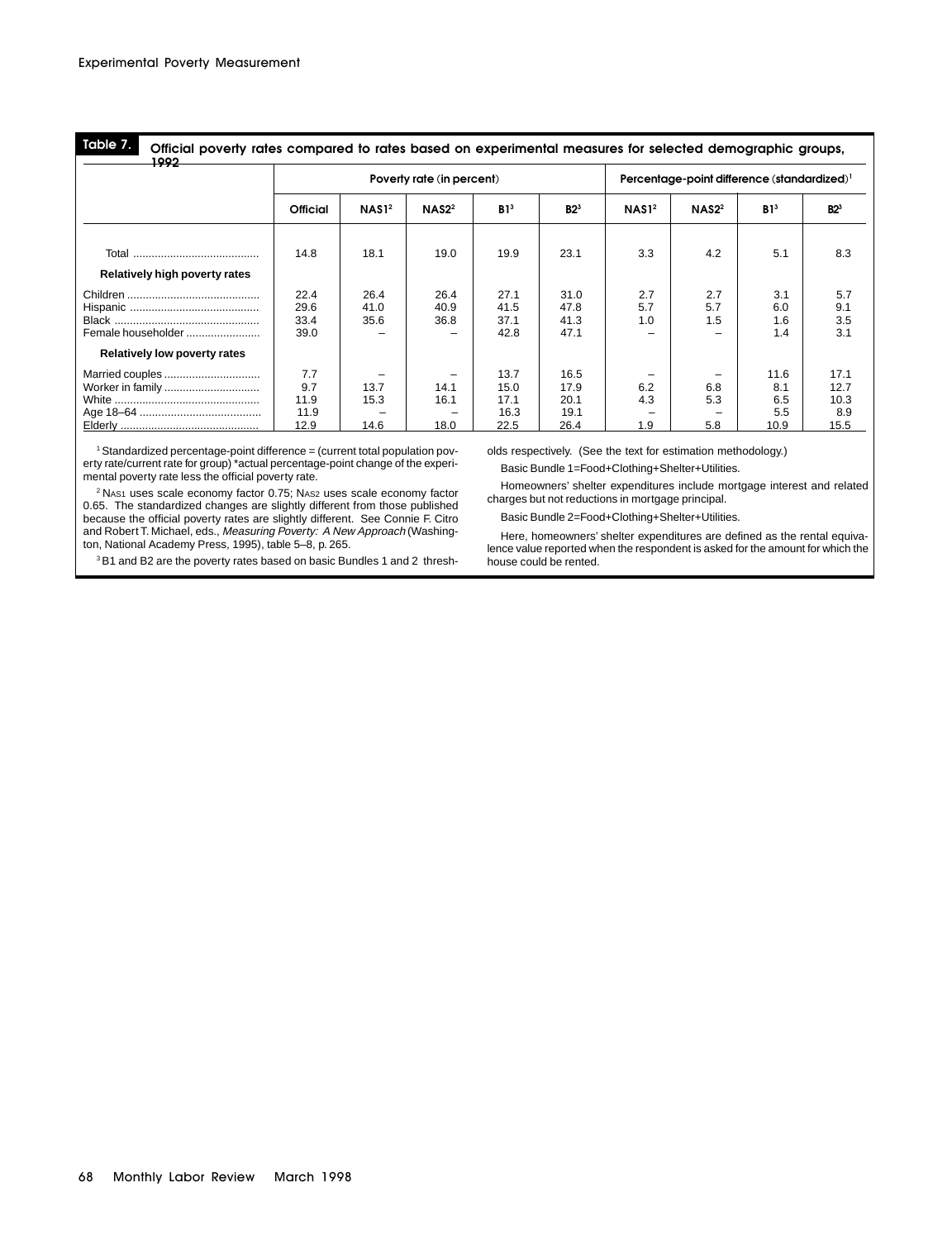**Table 7. Official poverty rates compared to rates based on experimental measures for selected demographic groups, 1992**

| | Poverty rate (in percent) | | | | | Percentage-point difference (standardized)[1] | | | |
|---|---|---|---|---|---|---|---|---|---|
| | Official | NAS1[2] | NAS2[2] | B1[3] | B2[3] | NAS1[2] | NAS2[2] | B1[3] | B2[3] |
| Total | 14.8 | 18.1 | 19.0 | 19.9 | 23.1 | 3.3 | 4.2 | 5.1 | 8.3 |
| **Relatively high poverty rates** | | | | | | | | | |
| Children | 22.4 | 26.4 | 26.4 | 27.1 | 31.0 | 2.7 | 2.7 | 3.1 | 5.7 |
| Hispanic | 29.6 | 41.0 | 40.9 | 41.5 | 47.8 | 5.7 | 5.7 | 6.0 | 9.1 |
| Black | 33.4 | 35.6 | 36.8 | 37.1 | 41.3 | 1.0 | 1.5 | 1.6 | 3.5 |
| Female householder | 39.0 | – | – | 42.8 | 47.1 | – | – | 1.4 | 3.1 |
| **Relatively low poverty rates** | | | | | | | | | |
| Married couples | 7.7 | – | – | 13.7 | 16.5 | – | – | 11.6 | 17.1 |
| Worker in family | 9.7 | 13.7 | 14.1 | 15.0 | 17.9 | 6.2 | 6.8 | 8.1 | 12.7 |
| White | 11.9 | 15.3 | 16.1 | 17.1 | 20.1 | 4.3 | 5.3 | 6.5 | 10.3 |
| Age 18–64 | 11.9 | – | – | 16.3 | 19.1 | – | – | 5.5 | 8.9 |
| Elderly | 12.9 | 14.6 | 18.0 | 22.5 | 26.4 | 1.9 | 5.8 | 10.9 | 15.5 |

[1] Standardized percentage-point difference = (current total population poverty rate/current rate for group) *actual percentage-point change of the experimental poverty rate less the official poverty rate.

[2] NAS1 uses scale economy factor 0.75; NAS2 uses scale economy factor 0.65. The standardized changes are slightly different from those published because the official poverty rates are slightly different. See Connie F. Citro and Robert T. Michael, eds., *Measuring Poverty: A New Approach* (Washington, National Academy Press, 1995), table 5–8, p. 265.

[3] B1 and B2 are the poverty rates based on basic Bundles 1 and 2 thresholds respectively. (See the text for estimation methodology.)

Basic Bundle 1=Food+Clothing+Shelter+Utilities.

Homeowners' shelter expenditures include mortgage interest and related charges but not reductions in mortgage principal.

Basic Bundle 2=Food+Clothing+Shelter+Utilities.

Here, homeowners' shelter expenditures are defined as the rental equivalence value reported when the respondent is asked for the amount for which the house could be rented.